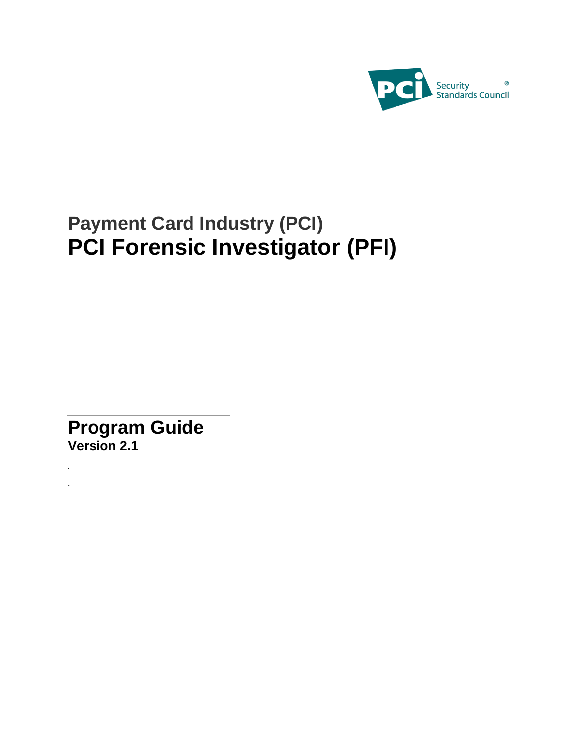Security Standards Council

# Payment Card Industry (PCI)
# PCI Forensic Investigator (PFI)

## Program Guide
**Version 2.1**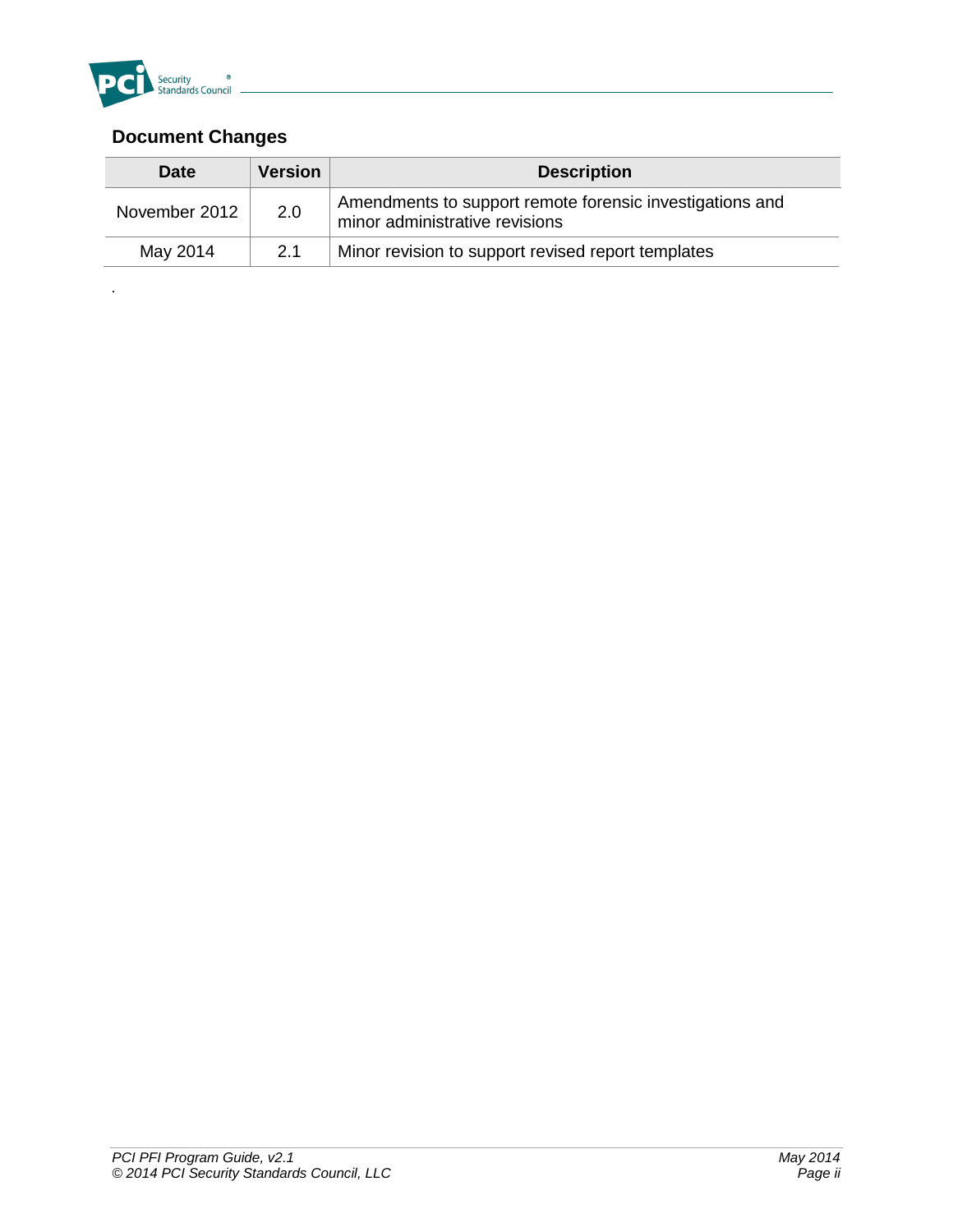## Document Changes

| Date | Version | Description |
|---|---|---|
| November 2012 | 2.0 | Amendments to support remote forensic investigations and minor administrative revisions |
| May 2014 | 2.1 | Minor revision to support revised report templates |

.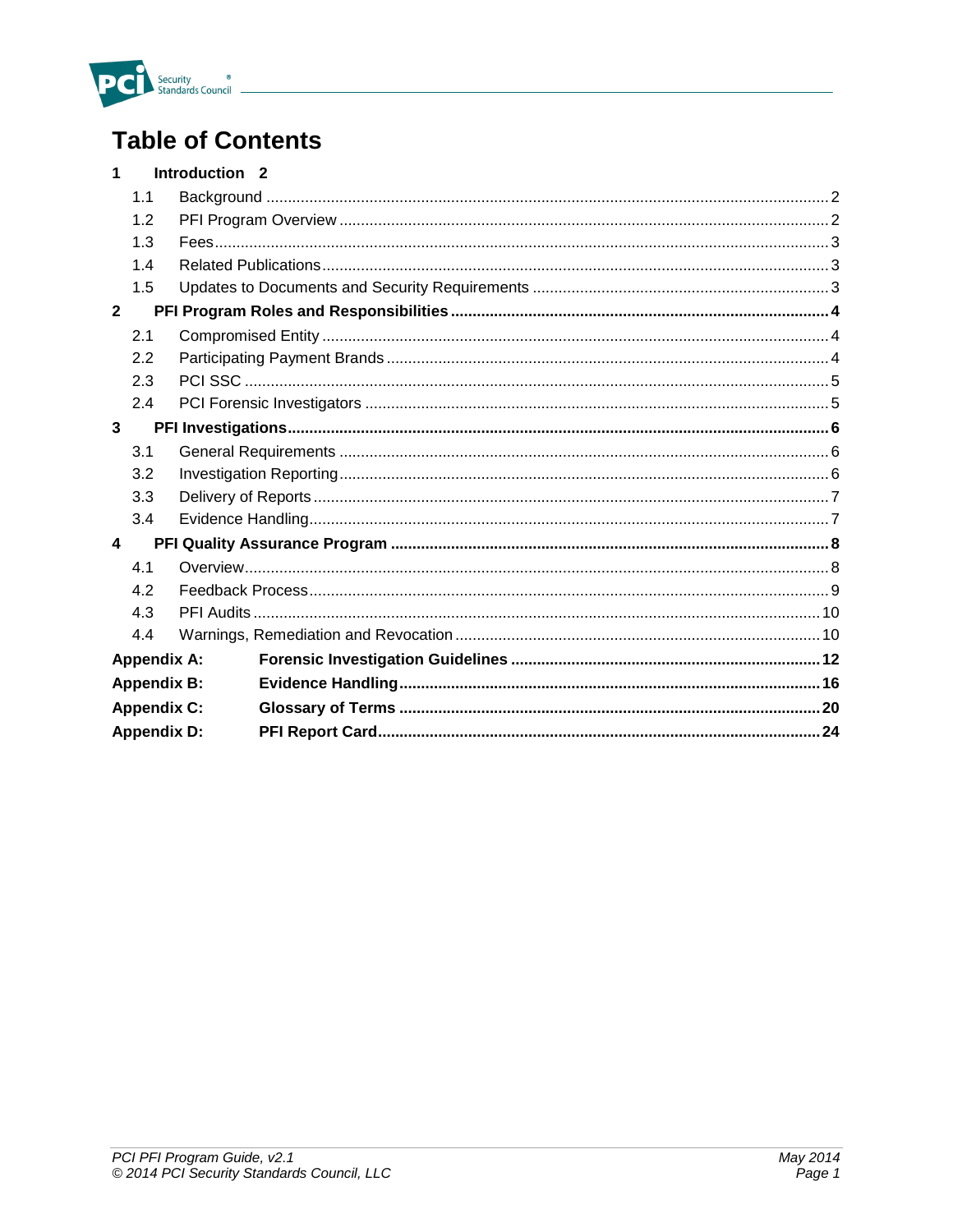# Table of Contents

| | | |
|---|---|---|
| **1** | **Introduction** | **2** |
| 1.1 | Background | 2 |
| 1.2 | PFI Program Overview | 2 |
| 1.3 | Fees | 3 |
| 1.4 | Related Publications | 3 |
| 1.5 | Updates to Documents and Security Requirements | 3 |
| **2** | **PFI Program Roles and Responsibilities** | **4** |
| 2.1 | Compromised Entity | 4 |
| 2.2 | Participating Payment Brands | 4 |
| 2.3 | PCI SSC | 5 |
| 2.4 | PCI Forensic Investigators | 5 |
| **3** | **PFI Investigations** | **6** |
| 3.1 | General Requirements | 6 |
| 3.2 | Investigation Reporting | 6 |
| 3.3 | Delivery of Reports | 7 |
| 3.4 | Evidence Handling | 7 |
| **4** | **PFI Quality Assurance Program** | **8** |
| 4.1 | Overview | 8 |
| 4.2 | Feedback Process | 9 |
| 4.3 | PFI Audits | 10 |
| 4.4 | Warnings, Remediation and Revocation | 10 |
| **Appendix A:** | **Forensic Investigation Guidelines** | **12** |
| **Appendix B:** | **Evidence Handling** | **16** |
| **Appendix C:** | **Glossary of Terms** | **20** |
| **Appendix D:** | **PFI Report Card** | **24** |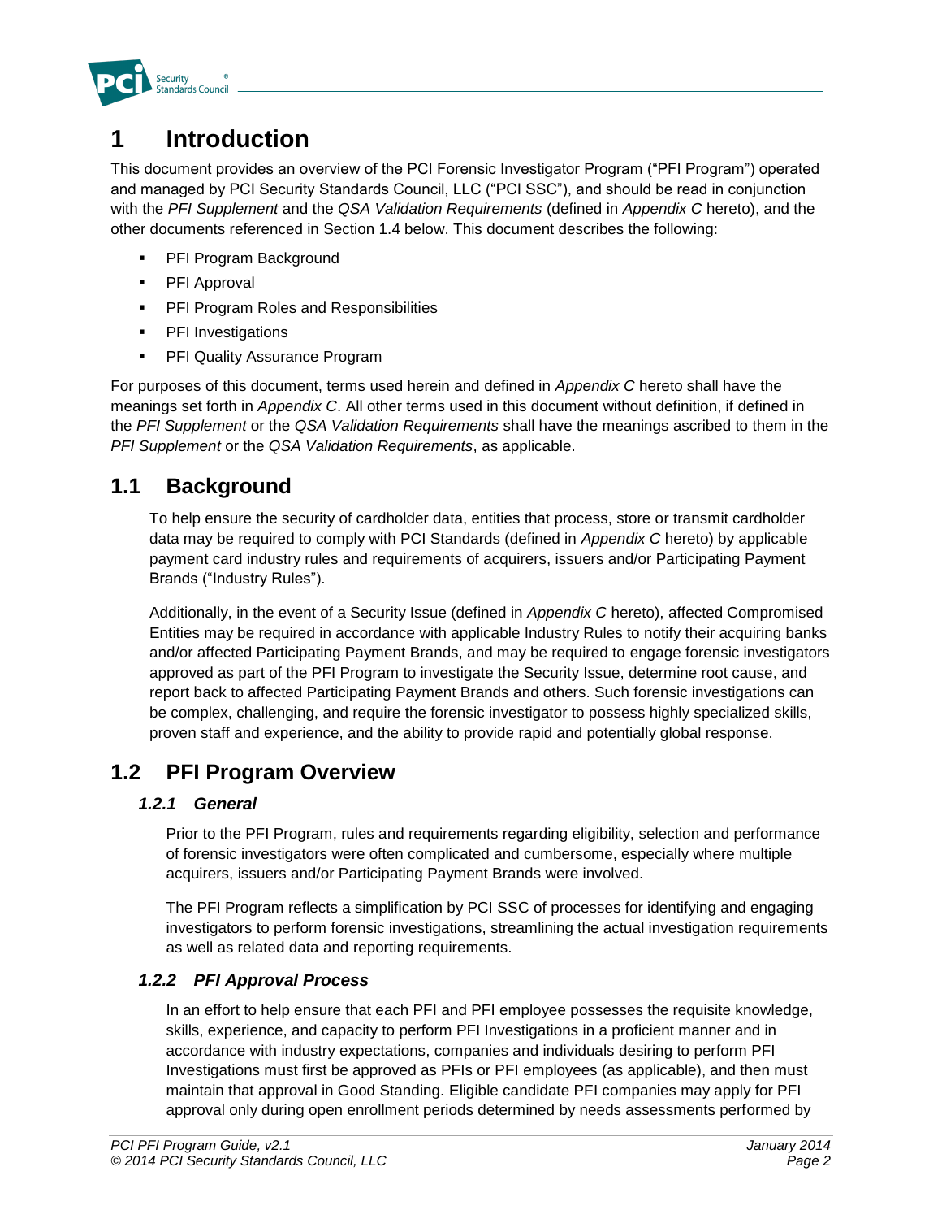# 1 Introduction

This document provides an overview of the PCI Forensic Investigator Program ("PFI Program") operated and managed by PCI Security Standards Council, LLC ("PCI SSC"), and should be read in conjunction with the *PFI Supplement* and the *QSA Validation Requirements* (defined in *Appendix C* hereto), and the other documents referenced in Section 1.4 below. This document describes the following:

- PFI Program Background
- PFI Approval
- PFI Program Roles and Responsibilities
- PFI Investigations
- PFI Quality Assurance Program

For purposes of this document, terms used herein and defined in *Appendix C* hereto shall have the meanings set forth in *Appendix C*. All other terms used in this document without definition, if defined in the *PFI Supplement* or the *QSA Validation Requirements* shall have the meanings ascribed to them in the *PFI Supplement* or the *QSA Validation Requirements*, as applicable.

## 1.1 Background

To help ensure the security of cardholder data, entities that process, store or transmit cardholder data may be required to comply with PCI Standards (defined in *Appendix C* hereto) by applicable payment card industry rules and requirements of acquirers, issuers and/or Participating Payment Brands ("Industry Rules").

Additionally, in the event of a Security Issue (defined in *Appendix C* hereto), affected Compromised Entities may be required in accordance with applicable Industry Rules to notify their acquiring banks and/or affected Participating Payment Brands, and may be required to engage forensic investigators approved as part of the PFI Program to investigate the Security Issue, determine root cause, and report back to affected Participating Payment Brands and others. Such forensic investigations can be complex, challenging, and require the forensic investigator to possess highly specialized skills, proven staff and experience, and the ability to provide rapid and potentially global response.

## 1.2 PFI Program Overview

### *1.2.1 General*

Prior to the PFI Program, rules and requirements regarding eligibility, selection and performance of forensic investigators were often complicated and cumbersome, especially where multiple acquirers, issuers and/or Participating Payment Brands were involved.

The PFI Program reflects a simplification by PCI SSC of processes for identifying and engaging investigators to perform forensic investigations, streamlining the actual investigation requirements as well as related data and reporting requirements.

### *1.2.2 PFI Approval Process*

In an effort to help ensure that each PFI and PFI employee possesses the requisite knowledge, skills, experience, and capacity to perform PFI Investigations in a proficient manner and in accordance with industry expectations, companies and individuals desiring to perform PFI Investigations must first be approved as PFIs or PFI employees (as applicable), and then must maintain that approval in Good Standing. Eligible candidate PFI companies may apply for PFI approval only during open enrollment periods determined by needs assessments performed by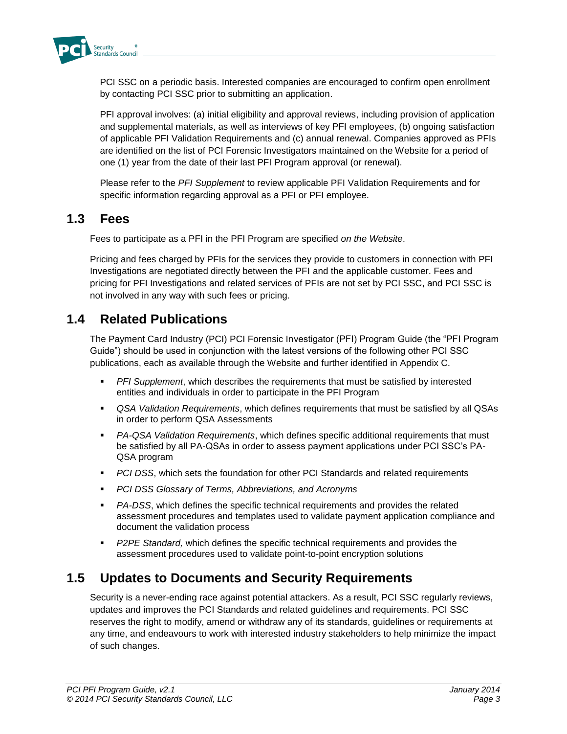PCI SSC on a periodic basis. Interested companies are encouraged to confirm open enrollment by contacting PCI SSC prior to submitting an application.

PFI approval involves: (a) initial eligibility and approval reviews, including provision of application and supplemental materials, as well as interviews of key PFI employees, (b) ongoing satisfaction of applicable PFI Validation Requirements and (c) annual renewal. Companies approved as PFIs are identified on the list of PCI Forensic Investigators maintained on the Website for a period of one (1) year from the date of their last PFI Program approval (or renewal).

Please refer to the *PFI Supplement* to review applicable PFI Validation Requirements and for specific information regarding approval as a PFI or PFI employee.

## 1.3 Fees

Fees to participate as a PFI in the PFI Program are specified *on the Website*.

Pricing and fees charged by PFIs for the services they provide to customers in connection with PFI Investigations are negotiated directly between the PFI and the applicable customer. Fees and pricing for PFI Investigations and related services of PFIs are not set by PCI SSC, and PCI SSC is not involved in any way with such fees or pricing.

## 1.4 Related Publications

The Payment Card Industry (PCI) PCI Forensic Investigator (PFI) Program Guide (the "PFI Program Guide") should be used in conjunction with the latest versions of the following other PCI SSC publications, each as available through the Website and further identified in Appendix C.

- *PFI Supplement*, which describes the requirements that must be satisfied by interested entities and individuals in order to participate in the PFI Program
- *QSA Validation Requirements*, which defines requirements that must be satisfied by all QSAs in order to perform QSA Assessments
- *PA-QSA Validation Requirements*, which defines specific additional requirements that must be satisfied by all PA-QSAs in order to assess payment applications under PCI SSC's PA-QSA program
- *PCI DSS*, which sets the foundation for other PCI Standards and related requirements
- *PCI DSS Glossary of Terms, Abbreviations, and Acronyms*
- *PA-DSS*, which defines the specific technical requirements and provides the related assessment procedures and templates used to validate payment application compliance and document the validation process
- *P2PE Standard,* which defines the specific technical requirements and provides the assessment procedures used to validate point-to-point encryption solutions

## 1.5 Updates to Documents and Security Requirements

Security is a never-ending race against potential attackers. As a result, PCI SSC regularly reviews, updates and improves the PCI Standards and related guidelines and requirements. PCI SSC reserves the right to modify, amend or withdraw any of its standards, guidelines or requirements at any time, and endeavours to work with interested industry stakeholders to help minimize the impact of such changes.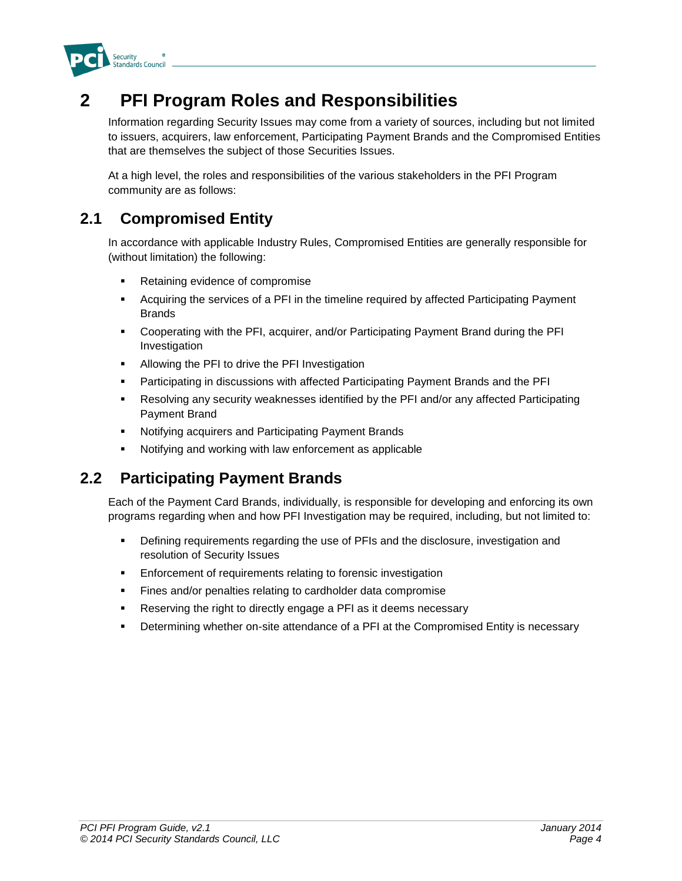# 2 PFI Program Roles and Responsibilities

Information regarding Security Issues may come from a variety of sources, including but not limited to issuers, acquirers, law enforcement, Participating Payment Brands and the Compromised Entities that are themselves the subject of those Securities Issues.

At a high level, the roles and responsibilities of the various stakeholders in the PFI Program community are as follows:

## 2.1 Compromised Entity

In accordance with applicable Industry Rules, Compromised Entities are generally responsible for (without limitation) the following:

- Retaining evidence of compromise
- Acquiring the services of a PFI in the timeline required by affected Participating Payment Brands
- Cooperating with the PFI, acquirer, and/or Participating Payment Brand during the PFI Investigation
- Allowing the PFI to drive the PFI Investigation
- Participating in discussions with affected Participating Payment Brands and the PFI
- Resolving any security weaknesses identified by the PFI and/or any affected Participating Payment Brand
- Notifying acquirers and Participating Payment Brands
- Notifying and working with law enforcement as applicable

## 2.2 Participating Payment Brands

Each of the Payment Card Brands, individually, is responsible for developing and enforcing its own programs regarding when and how PFI Investigation may be required, including, but not limited to:

- Defining requirements regarding the use of PFIs and the disclosure, investigation and resolution of Security Issues
- Enforcement of requirements relating to forensic investigation
- Fines and/or penalties relating to cardholder data compromise
- Reserving the right to directly engage a PFI as it deems necessary
- Determining whether on-site attendance of a PFI at the Compromised Entity is necessary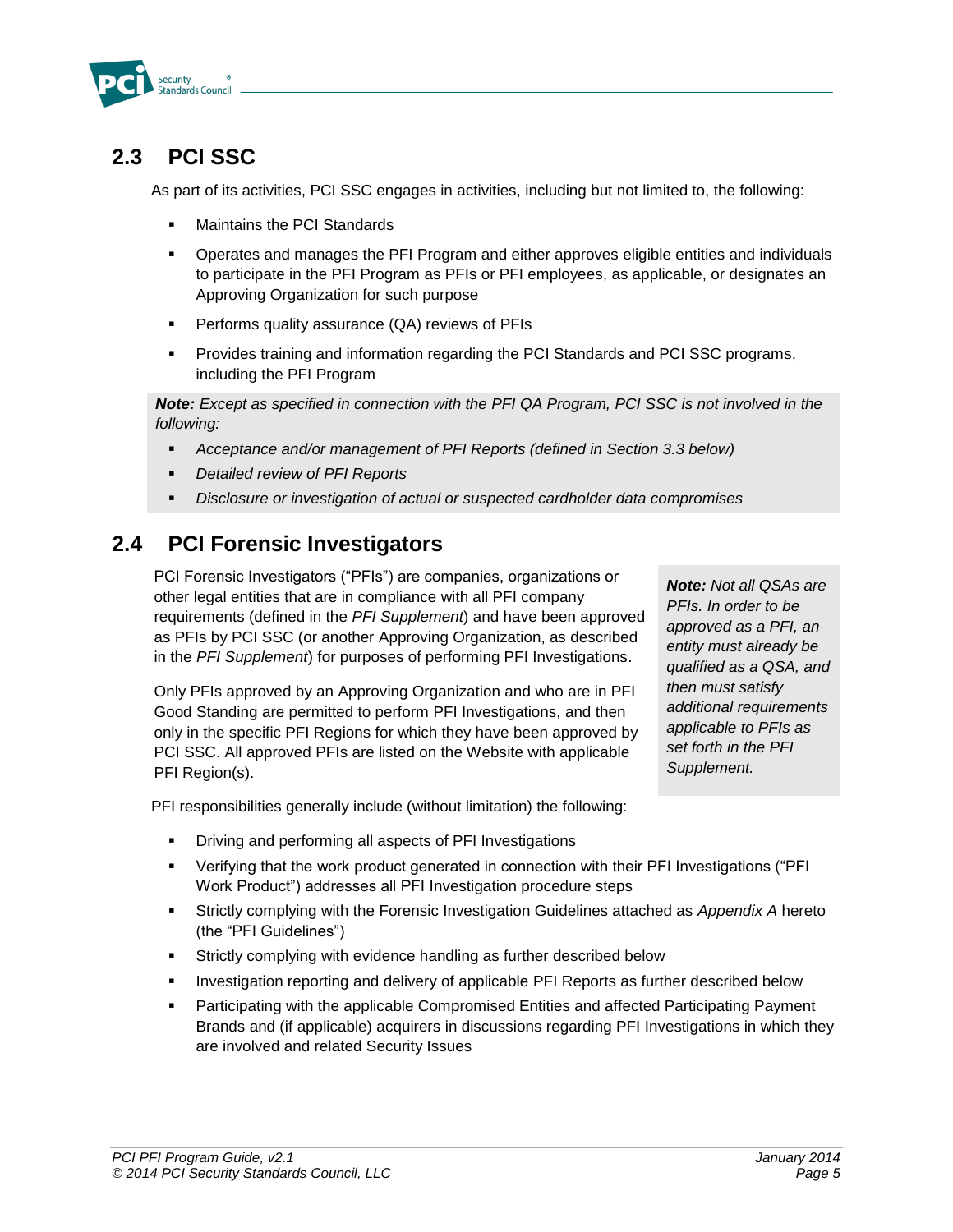## 2.3 PCI SSC

As part of its activities, PCI SSC engages in activities, including but not limited to, the following:

- Maintains the PCI Standards
- Operates and manages the PFI Program and either approves eligible entities and individuals to participate in the PFI Program as PFIs or PFI employees, as applicable, or designates an Approving Organization for such purpose
- Performs quality assurance (QA) reviews of PFIs
- Provides training and information regarding the PCI Standards and PCI SSC programs, including the PFI Program

***Note:** Except as specified in connection with the PFI QA Program, PCI SSC is not involved in the following:*

- *Acceptance and/or management of PFI Reports (defined in Section 3.3 below)*
- *Detailed review of PFI Reports*
- *Disclosure or investigation of actual or suspected cardholder data compromises*

## 2.4 PCI Forensic Investigators

PCI Forensic Investigators ("PFIs") are companies, organizations or other legal entities that are in compliance with all PFI company requirements (defined in the *PFI Supplement*) and have been approved as PFIs by PCI SSC (or another Approving Organization, as described in the *PFI Supplement*) for purposes of performing PFI Investigations.

Only PFIs approved by an Approving Organization and who are in PFI Good Standing are permitted to perform PFI Investigations, and then only in the specific PFI Regions for which they have been approved by PCI SSC. All approved PFIs are listed on the Website with applicable PFI Region(s).

***Note:** Not all QSAs are PFIs. In order to be approved as a PFI, an entity must already be qualified as a QSA, and then must satisfy additional requirements applicable to PFIs as set forth in the PFI Supplement.*

PFI responsibilities generally include (without limitation) the following:

- Driving and performing all aspects of PFI Investigations
- Verifying that the work product generated in connection with their PFI Investigations ("PFI Work Product") addresses all PFI Investigation procedure steps
- Strictly complying with the Forensic Investigation Guidelines attached as *Appendix A* hereto (the "PFI Guidelines")
- Strictly complying with evidence handling as further described below
- Investigation reporting and delivery of applicable PFI Reports as further described below
- Participating with the applicable Compromised Entities and affected Participating Payment Brands and (if applicable) acquirers in discussions regarding PFI Investigations in which they are involved and related Security Issues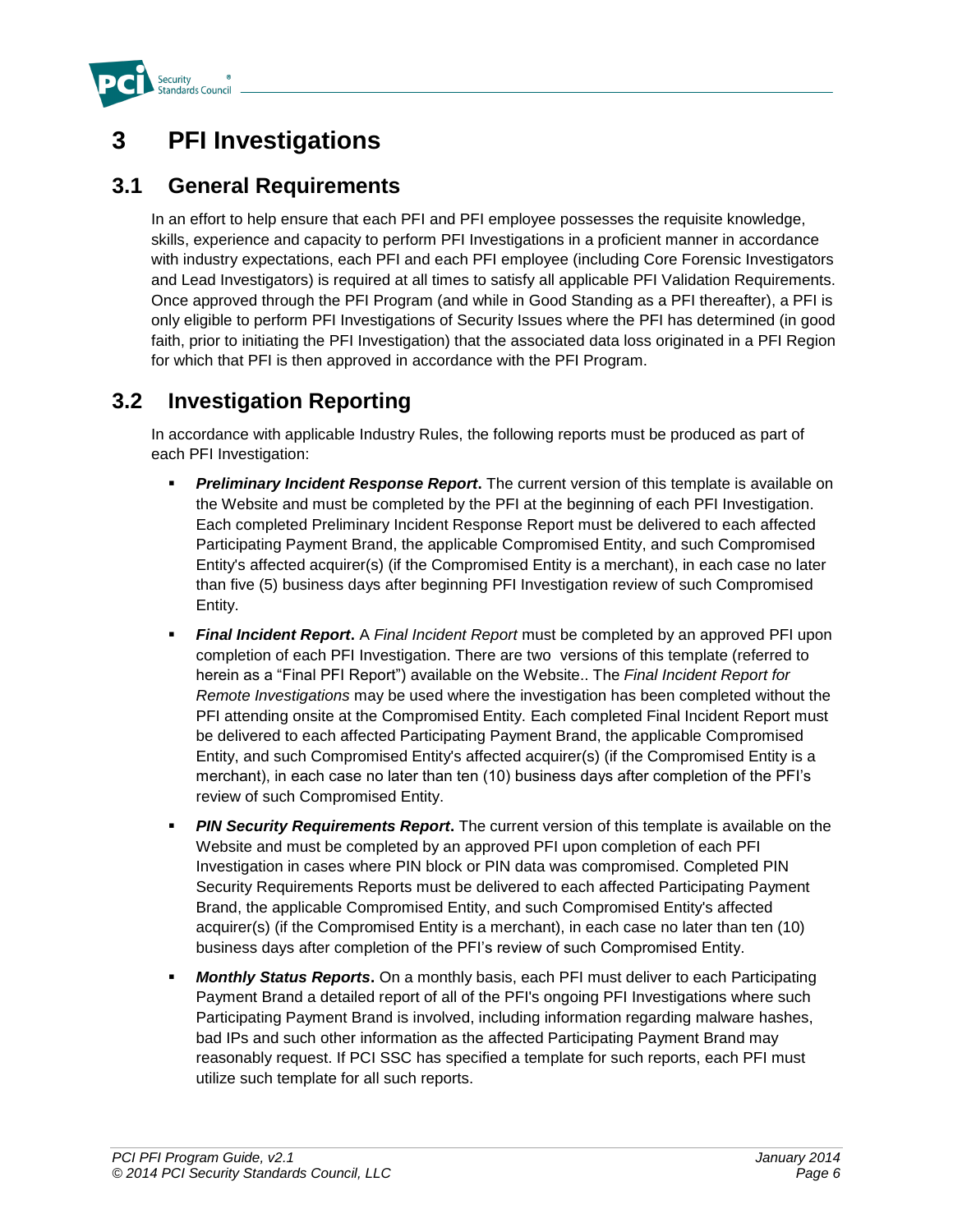# 3 PFI Investigations

## 3.1 General Requirements

In an effort to help ensure that each PFI and PFI employee possesses the requisite knowledge, skills, experience and capacity to perform PFI Investigations in a proficient manner in accordance with industry expectations, each PFI and each PFI employee (including Core Forensic Investigators and Lead Investigators) is required at all times to satisfy all applicable PFI Validation Requirements. Once approved through the PFI Program (and while in Good Standing as a PFI thereafter), a PFI is only eligible to perform PFI Investigations of Security Issues where the PFI has determined (in good faith, prior to initiating the PFI Investigation) that the associated data loss originated in a PFI Region for which that PFI is then approved in accordance with the PFI Program.

## 3.2 Investigation Reporting

In accordance with applicable Industry Rules, the following reports must be produced as part of each PFI Investigation:

- ***Preliminary Incident Response Report*.** The current version of this template is available on the Website and must be completed by the PFI at the beginning of each PFI Investigation. Each completed Preliminary Incident Response Report must be delivered to each affected Participating Payment Brand, the applicable Compromised Entity, and such Compromised Entity's affected acquirer(s) (if the Compromised Entity is a merchant), in each case no later than five (5) business days after beginning PFI Investigation review of such Compromised Entity.
- ***Final Incident Report*.** A *Final Incident Report* must be completed by an approved PFI upon completion of each PFI Investigation. There are two versions of this template (referred to herein as a "Final PFI Report") available on the Website.. The *Final Incident Report for Remote Investigations* may be used where the investigation has been completed without the PFI attending onsite at the Compromised Entity. Each completed Final Incident Report must be delivered to each affected Participating Payment Brand, the applicable Compromised Entity, and such Compromised Entity's affected acquirer(s) (if the Compromised Entity is a merchant), in each case no later than ten (10) business days after completion of the PFI's review of such Compromised Entity.
- ***PIN Security Requirements Report*.** The current version of this template is available on the Website and must be completed by an approved PFI upon completion of each PFI Investigation in cases where PIN block or PIN data was compromised. Completed PIN Security Requirements Reports must be delivered to each affected Participating Payment Brand, the applicable Compromised Entity, and such Compromised Entity's affected acquirer(s) (if the Compromised Entity is a merchant), in each case no later than ten (10) business days after completion of the PFI's review of such Compromised Entity.
- ***Monthly Status Reports*.** On a monthly basis, each PFI must deliver to each Participating Payment Brand a detailed report of all of the PFI's ongoing PFI Investigations where such Participating Payment Brand is involved, including information regarding malware hashes, bad IPs and such other information as the affected Participating Payment Brand may reasonably request. If PCI SSC has specified a template for such reports, each PFI must utilize such template for all such reports.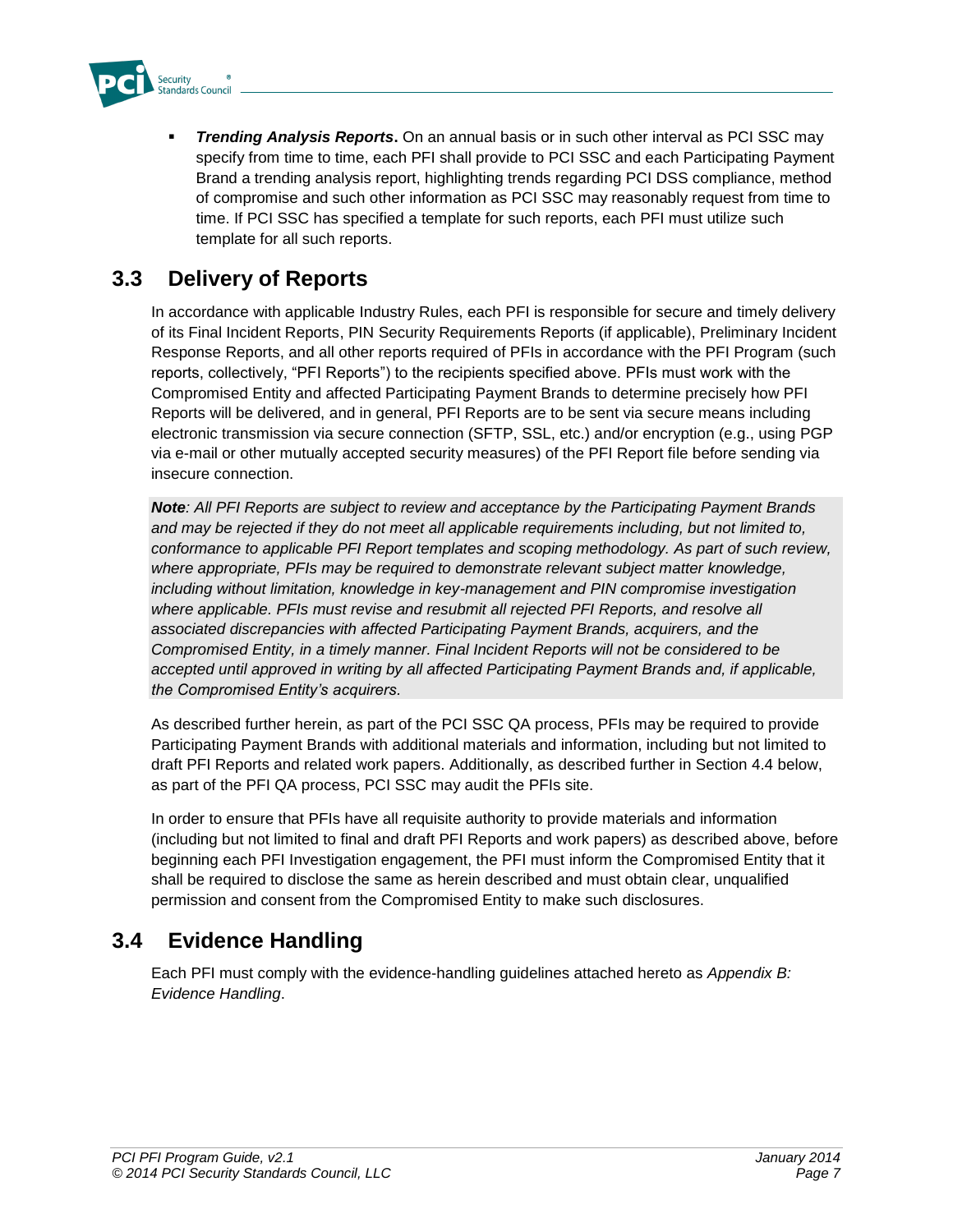- ***Trending Analysis Reports*.** On an annual basis or in such other interval as PCI SSC may specify from time to time, each PFI shall provide to PCI SSC and each Participating Payment Brand a trending analysis report, highlighting trends regarding PCI DSS compliance, method of compromise and such other information as PCI SSC may reasonably request from time to time. If PCI SSC has specified a template for such reports, each PFI must utilize such template for all such reports.

## 3.3 Delivery of Reports

In accordance with applicable Industry Rules, each PFI is responsible for secure and timely delivery of its Final Incident Reports, PIN Security Requirements Reports (if applicable), Preliminary Incident Response Reports, and all other reports required of PFIs in accordance with the PFI Program (such reports, collectively, "PFI Reports") to the recipients specified above. PFIs must work with the Compromised Entity and affected Participating Payment Brands to determine precisely how PFI Reports will be delivered, and in general, PFI Reports are to be sent via secure means including electronic transmission via secure connection (SFTP, SSL, etc.) and/or encryption (e.g., using PGP via e-mail or other mutually accepted security measures) of the PFI Report file before sending via insecure connection.

***Note**: All PFI Reports are subject to review and acceptance by the Participating Payment Brands and may be rejected if they do not meet all applicable requirements including, but not limited to, conformance to applicable PFI Report templates and scoping methodology. As part of such review, where appropriate, PFIs may be required to demonstrate relevant subject matter knowledge, including without limitation, knowledge in key-management and PIN compromise investigation where applicable. PFIs must revise and resubmit all rejected PFI Reports, and resolve all associated discrepancies with affected Participating Payment Brands, acquirers, and the Compromised Entity, in a timely manner. Final Incident Reports will not be considered to be accepted until approved in writing by all affected Participating Payment Brands and, if applicable, the Compromised Entity's acquirers.*

As described further herein, as part of the PCI SSC QA process, PFIs may be required to provide Participating Payment Brands with additional materials and information, including but not limited to draft PFI Reports and related work papers. Additionally, as described further in Section 4.4 below, as part of the PFI QA process, PCI SSC may audit the PFIs site.

In order to ensure that PFIs have all requisite authority to provide materials and information (including but not limited to final and draft PFI Reports and work papers) as described above, before beginning each PFI Investigation engagement, the PFI must inform the Compromised Entity that it shall be required to disclose the same as herein described and must obtain clear, unqualified permission and consent from the Compromised Entity to make such disclosures.

## 3.4 Evidence Handling

Each PFI must comply with the evidence-handling guidelines attached hereto as *Appendix B: Evidence Handling*.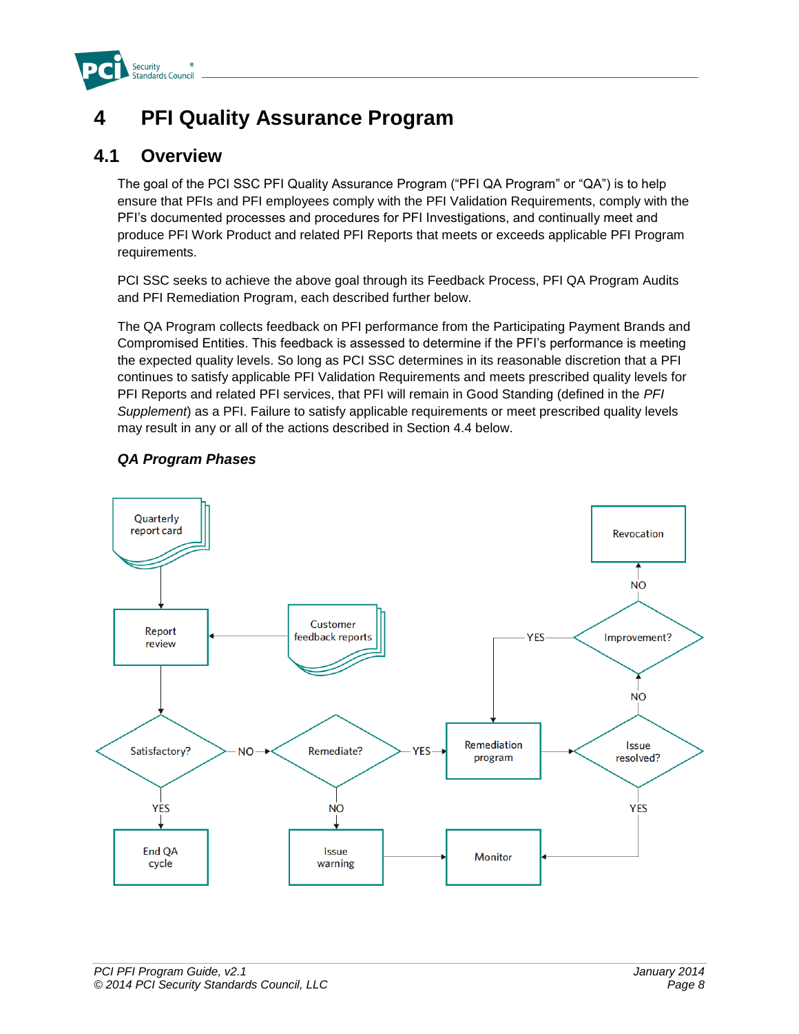# 4 PFI Quality Assurance Program

## 4.1 Overview

The goal of the PCI SSC PFI Quality Assurance Program ("PFI QA Program" or "QA") is to help ensure that PFIs and PFI employees comply with the PFI Validation Requirements, comply with the PFI's documented processes and procedures for PFI Investigations, and continually meet and produce PFI Work Product and related PFI Reports that meets or exceeds applicable PFI Program requirements.

PCI SSC seeks to achieve the above goal through its Feedback Process, PFI QA Program Audits and PFI Remediation Program, each described further below.

The QA Program collects feedback on PFI performance from the Participating Payment Brands and Compromised Entities. This feedback is assessed to determine if the PFI's performance is meeting the expected quality levels. So long as PCI SSC determines in its reasonable discretion that a PFI continues to satisfy applicable PFI Validation Requirements and meets prescribed quality levels for PFI Reports and related PFI services, that PFI will remain in Good Standing (defined in the *PFI Supplement*) as a PFI. Failure to satisfy applicable requirements or meet prescribed quality levels may result in any or all of the actions described in Section 4.4 below.

### *QA Program Phases*

Quarterly report card → Report review

Customer feedback reports → Report review

Report review → Satisfactory?

Satisfactory? — YES → End QA cycle

Satisfactory? — NO → Remediate?

Remediate? — NO → Issue warning → Monitor

Remediate? — YES → Remediation program → Issue resolved?

Issue resolved? — YES → Monitor

Issue resolved? — NO → Improvement?

Improvement? — YES → Remediation program

Improvement? — NO → Revocation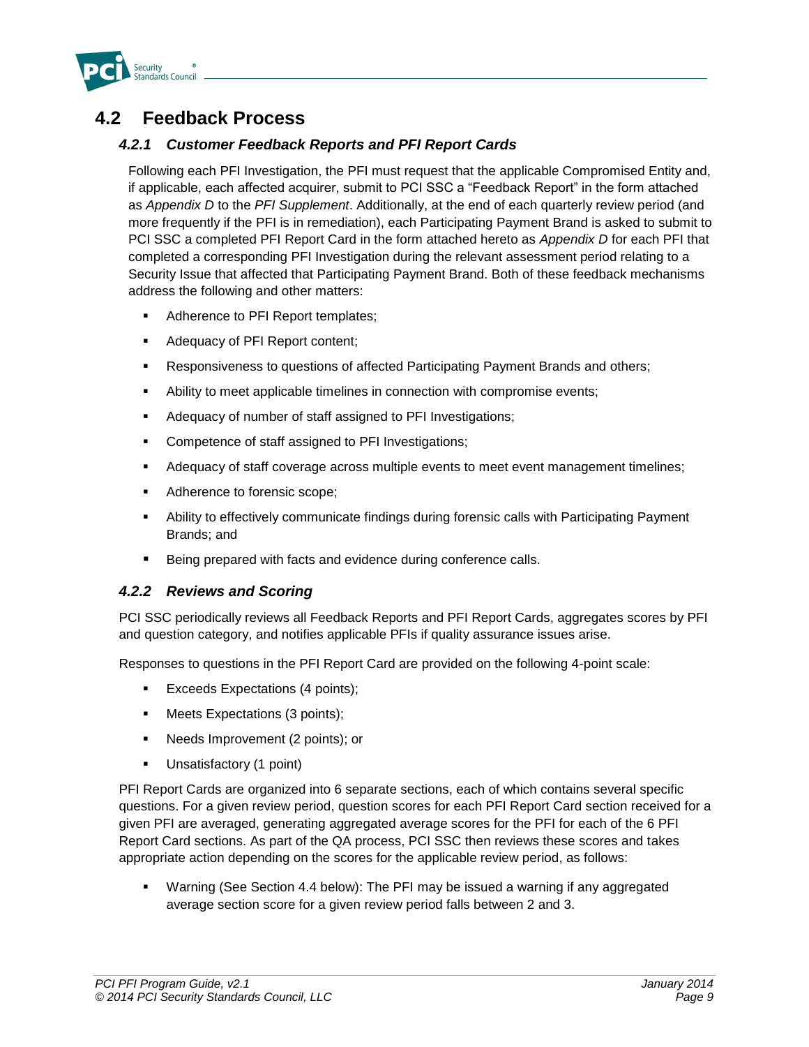## 4.2 Feedback Process

### *4.2.1 Customer Feedback Reports and PFI Report Cards*

Following each PFI Investigation, the PFI must request that the applicable Compromised Entity and, if applicable, each affected acquirer, submit to PCI SSC a "Feedback Report" in the form attached as *Appendix D* to the *PFI Supplement*. Additionally, at the end of each quarterly review period (and more frequently if the PFI is in remediation), each Participating Payment Brand is asked to submit to PCI SSC a completed PFI Report Card in the form attached hereto as *Appendix D* for each PFI that completed a corresponding PFI Investigation during the relevant assessment period relating to a Security Issue that affected that Participating Payment Brand. Both of these feedback mechanisms address the following and other matters:

- Adherence to PFI Report templates;
- Adequacy of PFI Report content;
- Responsiveness to questions of affected Participating Payment Brands and others;
- Ability to meet applicable timelines in connection with compromise events;
- Adequacy of number of staff assigned to PFI Investigations;
- Competence of staff assigned to PFI Investigations;
- Adequacy of staff coverage across multiple events to meet event management timelines;
- Adherence to forensic scope;
- Ability to effectively communicate findings during forensic calls with Participating Payment Brands; and
- Being prepared with facts and evidence during conference calls.

### *4.2.2 Reviews and Scoring*

PCI SSC periodically reviews all Feedback Reports and PFI Report Cards, aggregates scores by PFI and question category, and notifies applicable PFIs if quality assurance issues arise.

Responses to questions in the PFI Report Card are provided on the following 4-point scale:

- Exceeds Expectations (4 points);
- Meets Expectations (3 points);
- Needs Improvement (2 points); or
- Unsatisfactory (1 point)

PFI Report Cards are organized into 6 separate sections, each of which contains several specific questions. For a given review period, question scores for each PFI Report Card section received for a given PFI are averaged, generating aggregated average scores for the PFI for each of the 6 PFI Report Card sections. As part of the QA process, PCI SSC then reviews these scores and takes appropriate action depending on the scores for the applicable review period, as follows:

- Warning (See Section 4.4 below): The PFI may be issued a warning if any aggregated average section score for a given review period falls between 2 and 3.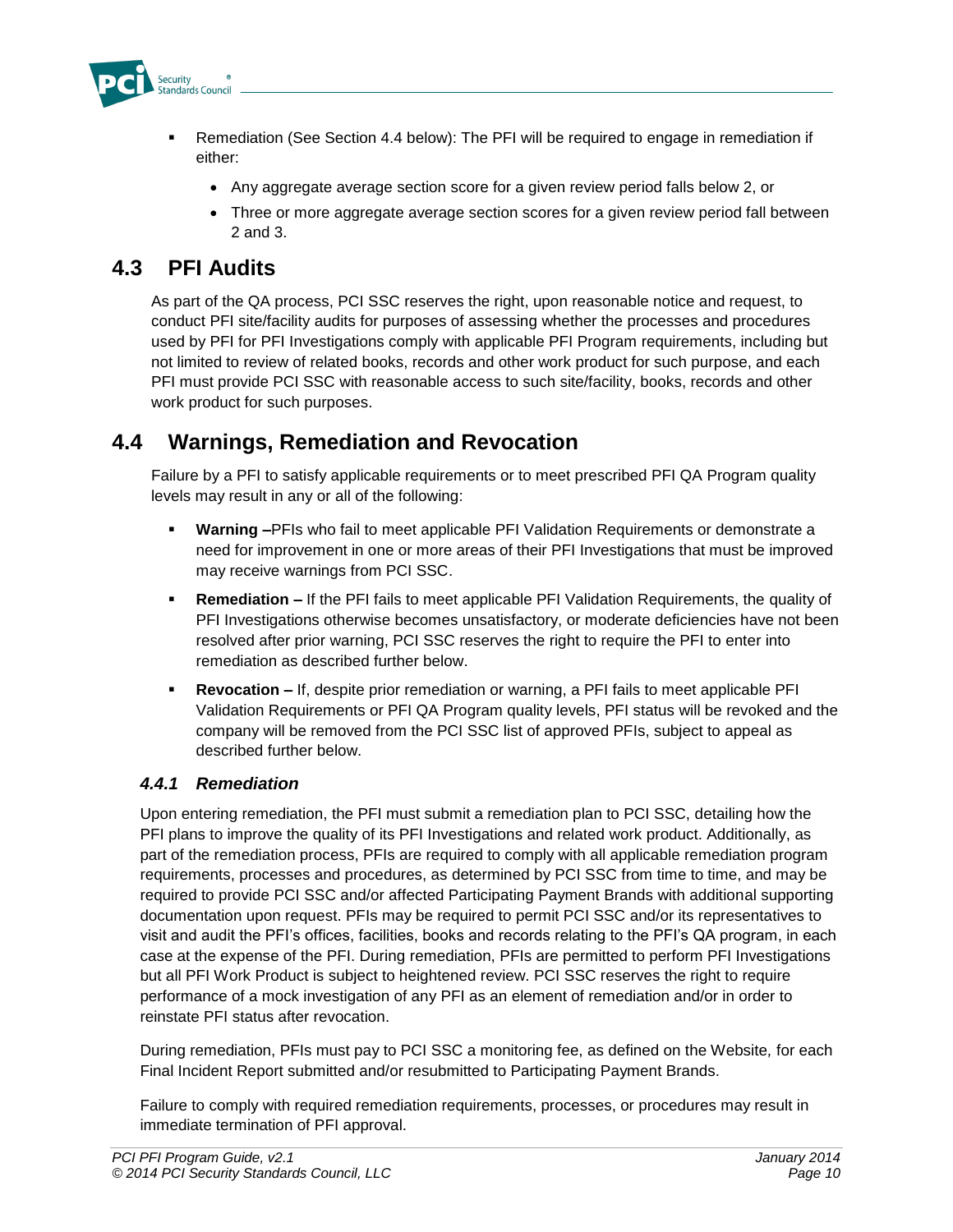- Remediation (See Section 4.4 below): The PFI will be required to engage in remediation if either:
  - Any aggregate average section score for a given review period falls below 2, or
  - Three or more aggregate average section scores for a given review period fall between 2 and 3.

## 4.3 PFI Audits

As part of the QA process, PCI SSC reserves the right, upon reasonable notice and request, to conduct PFI site/facility audits for purposes of assessing whether the processes and procedures used by PFI for PFI Investigations comply with applicable PFI Program requirements, including but not limited to review of related books, records and other work product for such purpose, and each PFI must provide PCI SSC with reasonable access to such site/facility, books, records and other work product for such purposes.

## 4.4 Warnings, Remediation and Revocation

Failure by a PFI to satisfy applicable requirements or to meet prescribed PFI QA Program quality levels may result in any or all of the following:

- **Warning –**PFIs who fail to meet applicable PFI Validation Requirements or demonstrate a need for improvement in one or more areas of their PFI Investigations that must be improved may receive warnings from PCI SSC.
- **Remediation –** If the PFI fails to meet applicable PFI Validation Requirements, the quality of PFI Investigations otherwise becomes unsatisfactory, or moderate deficiencies have not been resolved after prior warning, PCI SSC reserves the right to require the PFI to enter into remediation as described further below.
- **Revocation –** If, despite prior remediation or warning, a PFI fails to meet applicable PFI Validation Requirements or PFI QA Program quality levels, PFI status will be revoked and the company will be removed from the PCI SSC list of approved PFIs, subject to appeal as described further below.

### *4.4.1 Remediation*

Upon entering remediation, the PFI must submit a remediation plan to PCI SSC, detailing how the PFI plans to improve the quality of its PFI Investigations and related work product. Additionally, as part of the remediation process, PFIs are required to comply with all applicable remediation program requirements, processes and procedures, as determined by PCI SSC from time to time, and may be required to provide PCI SSC and/or affected Participating Payment Brands with additional supporting documentation upon request. PFIs may be required to permit PCI SSC and/or its representatives to visit and audit the PFI's offices, facilities, books and records relating to the PFI's QA program, in each case at the expense of the PFI. During remediation, PFIs are permitted to perform PFI Investigations but all PFI Work Product is subject to heightened review. PCI SSC reserves the right to require performance of a mock investigation of any PFI as an element of remediation and/or in order to reinstate PFI status after revocation.

During remediation, PFIs must pay to PCI SSC a monitoring fee, as defined on the Website*,* for each Final Incident Report submitted and/or resubmitted to Participating Payment Brands.

Failure to comply with required remediation requirements, processes, or procedures may result in immediate termination of PFI approval.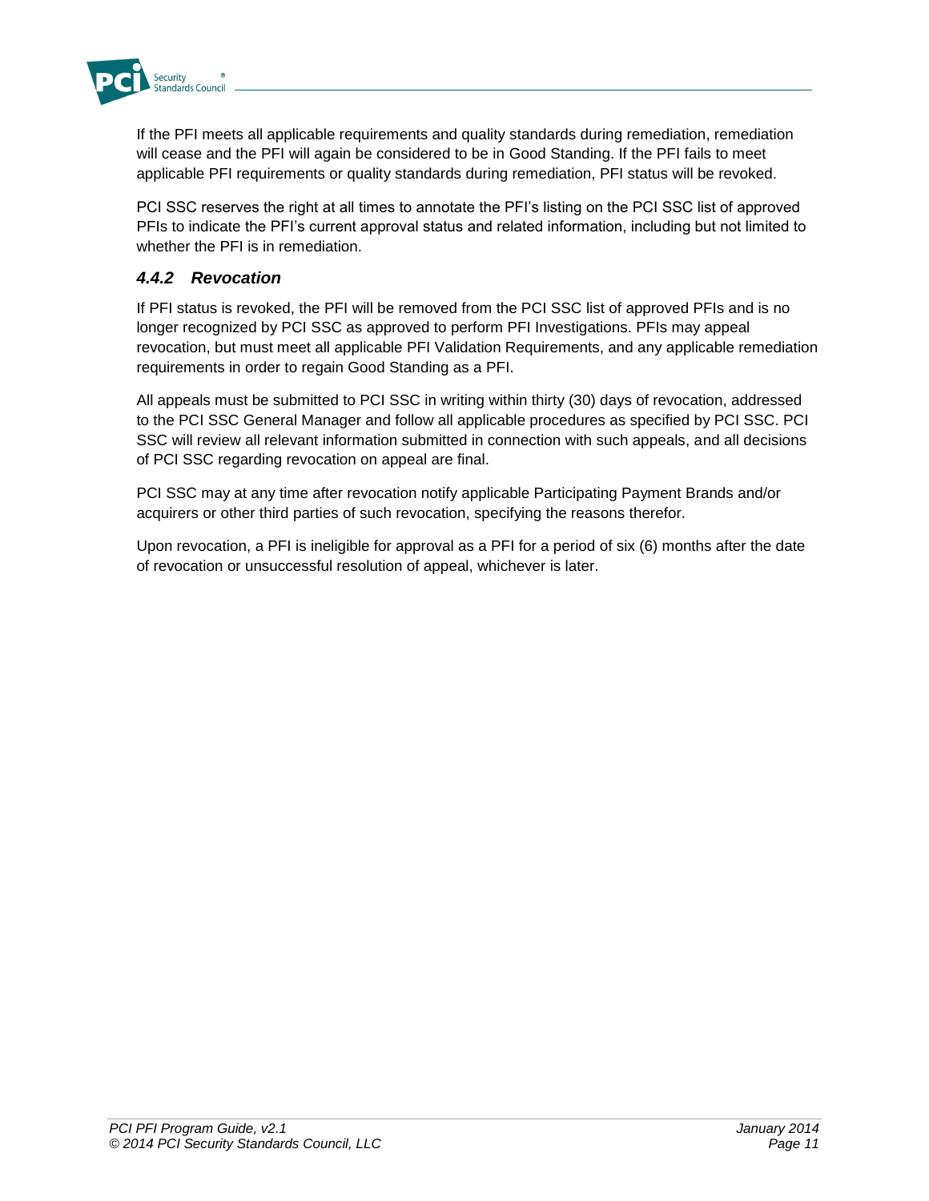If the PFI meets all applicable requirements and quality standards during remediation, remediation will cease and the PFI will again be considered to be in Good Standing. If the PFI fails to meet applicable PFI requirements or quality standards during remediation, PFI status will be revoked.

PCI SSC reserves the right at all times to annotate the PFI's listing on the PCI SSC list of approved PFIs to indicate the PFI's current approval status and related information, including but not limited to whether the PFI is in remediation.

### *4.4.2 Revocation*

If PFI status is revoked, the PFI will be removed from the PCI SSC list of approved PFIs and is no longer recognized by PCI SSC as approved to perform PFI Investigations. PFIs may appeal revocation, but must meet all applicable PFI Validation Requirements, and any applicable remediation requirements in order to regain Good Standing as a PFI.

All appeals must be submitted to PCI SSC in writing within thirty (30) days of revocation, addressed to the PCI SSC General Manager and follow all applicable procedures as specified by PCI SSC. PCI SSC will review all relevant information submitted in connection with such appeals, and all decisions of PCI SSC regarding revocation on appeal are final.

PCI SSC may at any time after revocation notify applicable Participating Payment Brands and/or acquirers or other third parties of such revocation, specifying the reasons therefor.

Upon revocation, a PFI is ineligible for approval as a PFI for a period of six (6) months after the date of revocation or unsuccessful resolution of appeal, whichever is later.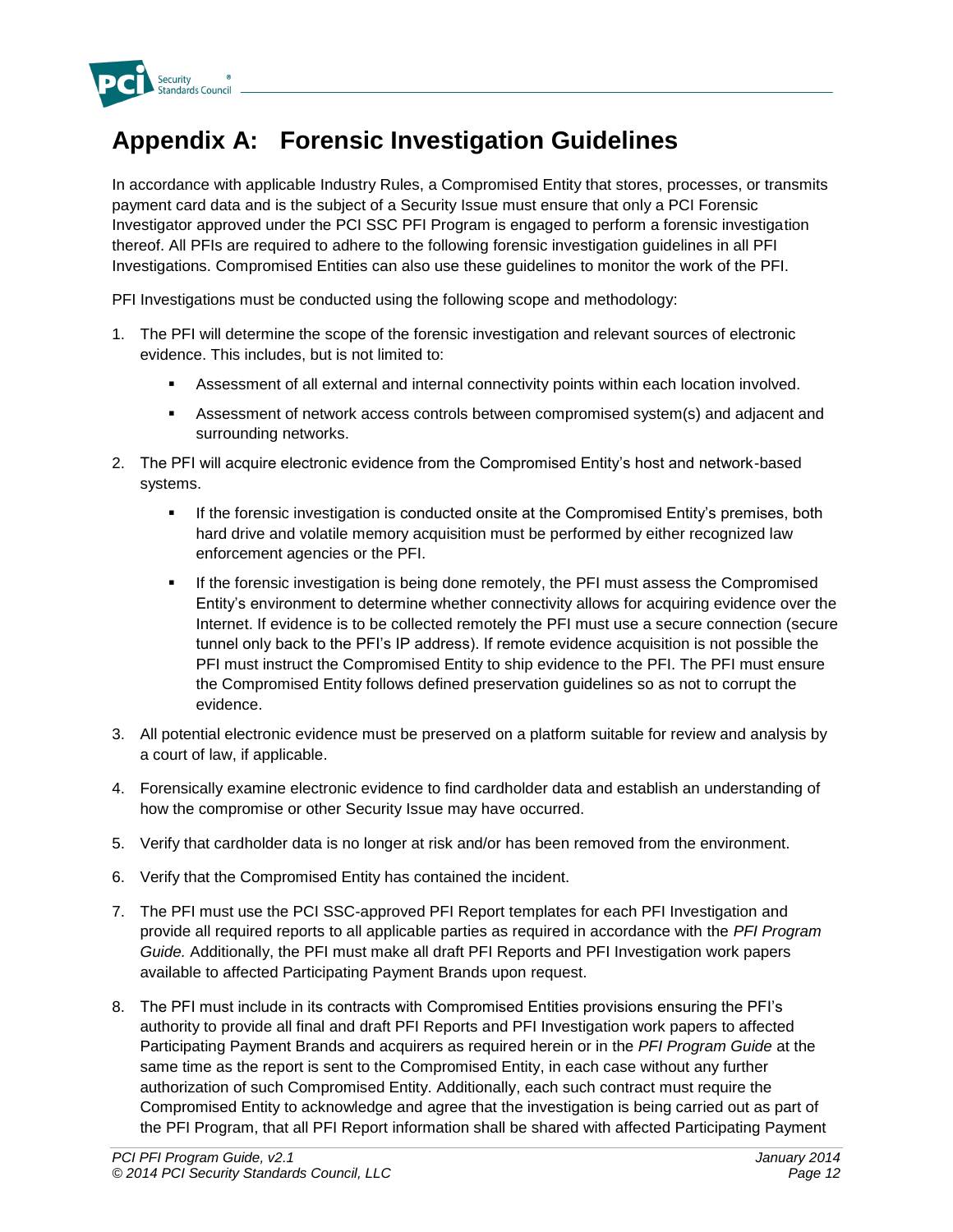# Appendix A: Forensic Investigation Guidelines

In accordance with applicable Industry Rules, a Compromised Entity that stores, processes, or transmits payment card data and is the subject of a Security Issue must ensure that only a PCI Forensic Investigator approved under the PCI SSC PFI Program is engaged to perform a forensic investigation thereof. All PFIs are required to adhere to the following forensic investigation guidelines in all PFI Investigations. Compromised Entities can also use these guidelines to monitor the work of the PFI.

PFI Investigations must be conducted using the following scope and methodology:

1. The PFI will determine the scope of the forensic investigation and relevant sources of electronic evidence. This includes, but is not limited to:
   - Assessment of all external and internal connectivity points within each location involved.
   - Assessment of network access controls between compromised system(s) and adjacent and surrounding networks.
2. The PFI will acquire electronic evidence from the Compromised Entity's host and network-based systems.
   - If the forensic investigation is conducted onsite at the Compromised Entity's premises, both hard drive and volatile memory acquisition must be performed by either recognized law enforcement agencies or the PFI.
   - If the forensic investigation is being done remotely, the PFI must assess the Compromised Entity's environment to determine whether connectivity allows for acquiring evidence over the Internet. If evidence is to be collected remotely the PFI must use a secure connection (secure tunnel only back to the PFI's IP address). If remote evidence acquisition is not possible the PFI must instruct the Compromised Entity to ship evidence to the PFI. The PFI must ensure the Compromised Entity follows defined preservation guidelines so as not to corrupt the evidence.
3. All potential electronic evidence must be preserved on a platform suitable for review and analysis by a court of law, if applicable.
4. Forensically examine electronic evidence to find cardholder data and establish an understanding of how the compromise or other Security Issue may have occurred.
5. Verify that cardholder data is no longer at risk and/or has been removed from the environment.
6. Verify that the Compromised Entity has contained the incident.
7. The PFI must use the PCI SSC-approved PFI Report templates for each PFI Investigation and provide all required reports to all applicable parties as required in accordance with the *PFI Program Guide.* Additionally, the PFI must make all draft PFI Reports and PFI Investigation work papers available to affected Participating Payment Brands upon request.
8. The PFI must include in its contracts with Compromised Entities provisions ensuring the PFI's authority to provide all final and draft PFI Reports and PFI Investigation work papers to affected Participating Payment Brands and acquirers as required herein or in the *PFI Program Guide* at the same time as the report is sent to the Compromised Entity, in each case without any further authorization of such Compromised Entity. Additionally, each such contract must require the Compromised Entity to acknowledge and agree that the investigation is being carried out as part of the PFI Program, that all PFI Report information shall be shared with affected Participating Payment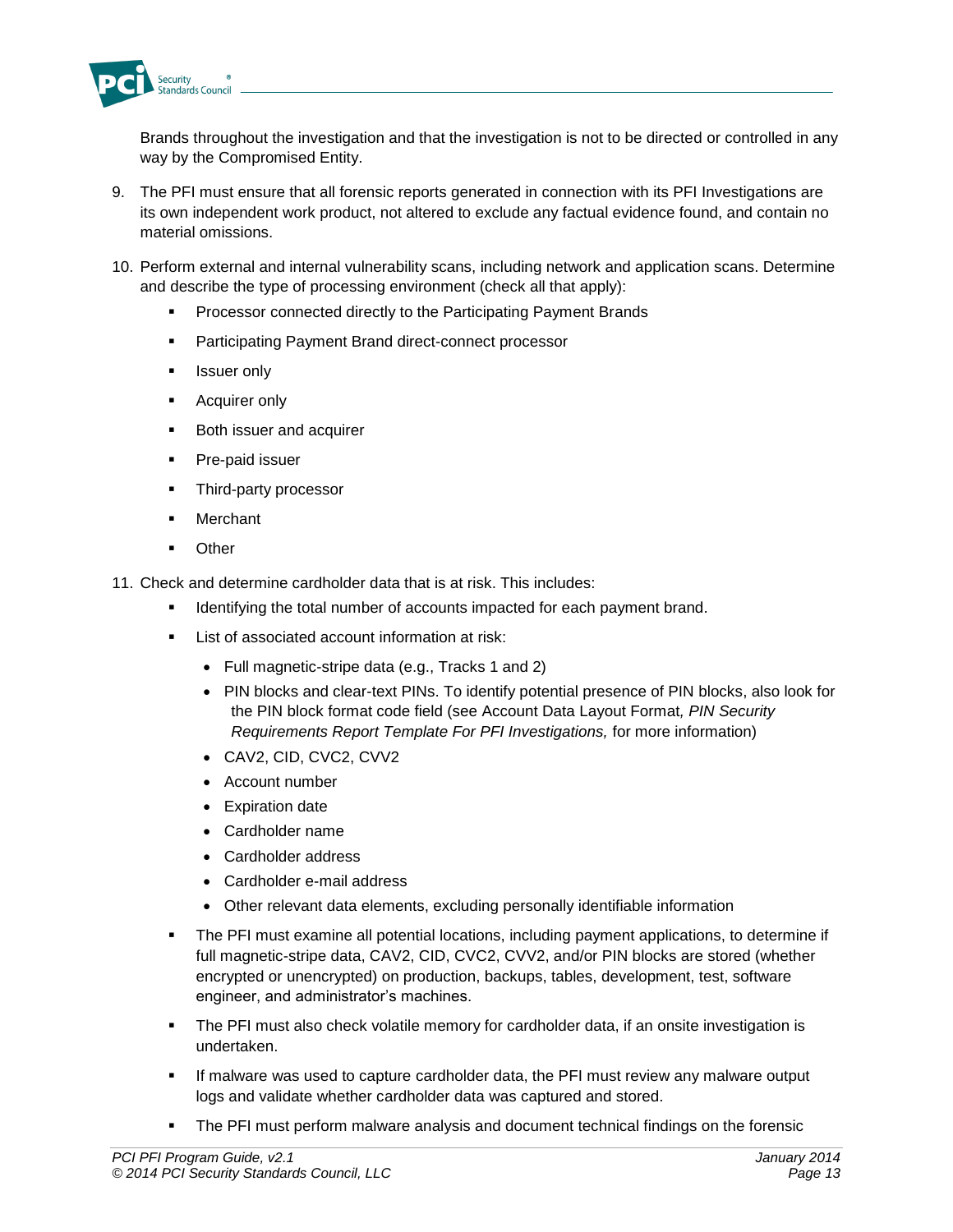Brands throughout the investigation and that the investigation is not to be directed or controlled in any way by the Compromised Entity.

9. The PFI must ensure that all forensic reports generated in connection with its PFI Investigations are its own independent work product, not altered to exclude any factual evidence found, and contain no material omissions.

10. Perform external and internal vulnerability scans, including network and application scans. Determine and describe the type of processing environment (check all that apply):
    - Processor connected directly to the Participating Payment Brands
    - Participating Payment Brand direct-connect processor
    - Issuer only
    - Acquirer only
    - Both issuer and acquirer
    - Pre-paid issuer
    - Third-party processor
    - Merchant
    - Other

11. Check and determine cardholder data that is at risk. This includes:
    - Identifying the total number of accounts impacted for each payment brand.
    - List of associated account information at risk:
      - Full magnetic-stripe data (e.g., Tracks 1 and 2)
      - PIN blocks and clear-text PINs. To identify potential presence of PIN blocks, also look for the PIN block format code field (see Account Data Layout Format*, PIN Security Requirements Report Template For PFI Investigations,* for more information)
      - CAV2, CID, CVC2, CVV2
      - Account number
      - Expiration date
      - Cardholder name
      - Cardholder address
      - Cardholder e-mail address
      - Other relevant data elements, excluding personally identifiable information
    - The PFI must examine all potential locations, including payment applications, to determine if full magnetic-stripe data, CAV2, CID, CVC2, CVV2, and/or PIN blocks are stored (whether encrypted or unencrypted) on production, backups, tables, development, test, software engineer, and administrator's machines.
    - The PFI must also check volatile memory for cardholder data, if an onsite investigation is undertaken.
    - If malware was used to capture cardholder data, the PFI must review any malware output logs and validate whether cardholder data was captured and stored.
    - The PFI must perform malware analysis and document technical findings on the forensic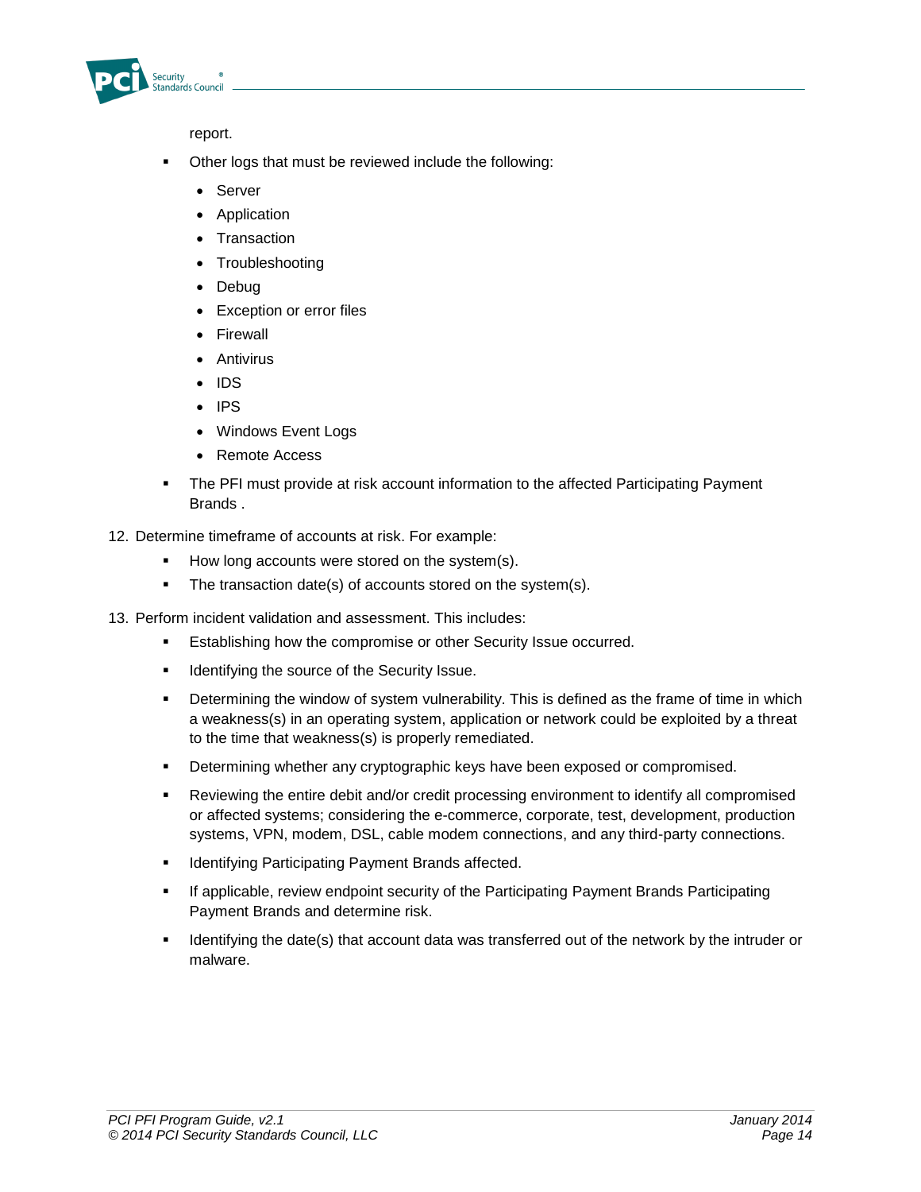report.

- Other logs that must be reviewed include the following:
    - Server
    - Application
    - Transaction
    - Troubleshooting
    - Debug
    - Exception or error files
    - Firewall
    - Antivirus
    - IDS
    - IPS
    - Windows Event Logs
    - Remote Access
- The PFI must provide at risk account information to the affected Participating Payment Brands .

12. Determine timeframe of accounts at risk. For example:
    - How long accounts were stored on the system(s).
    - The transaction date(s) of accounts stored on the system(s).

13. Perform incident validation and assessment. This includes:
    - Establishing how the compromise or other Security Issue occurred.
    - Identifying the source of the Security Issue.
    - Determining the window of system vulnerability. This is defined as the frame of time in which a weakness(s) in an operating system, application or network could be exploited by a threat to the time that weakness(s) is properly remediated.
    - Determining whether any cryptographic keys have been exposed or compromised.
    - Reviewing the entire debit and/or credit processing environment to identify all compromised or affected systems; considering the e-commerce, corporate, test, development, production systems, VPN, modem, DSL, cable modem connections, and any third-party connections.
    - Identifying Participating Payment Brands affected.
    - If applicable, review endpoint security of the Participating Payment Brands Participating Payment Brands and determine risk.
    - Identifying the date(s) that account data was transferred out of the network by the intruder or malware.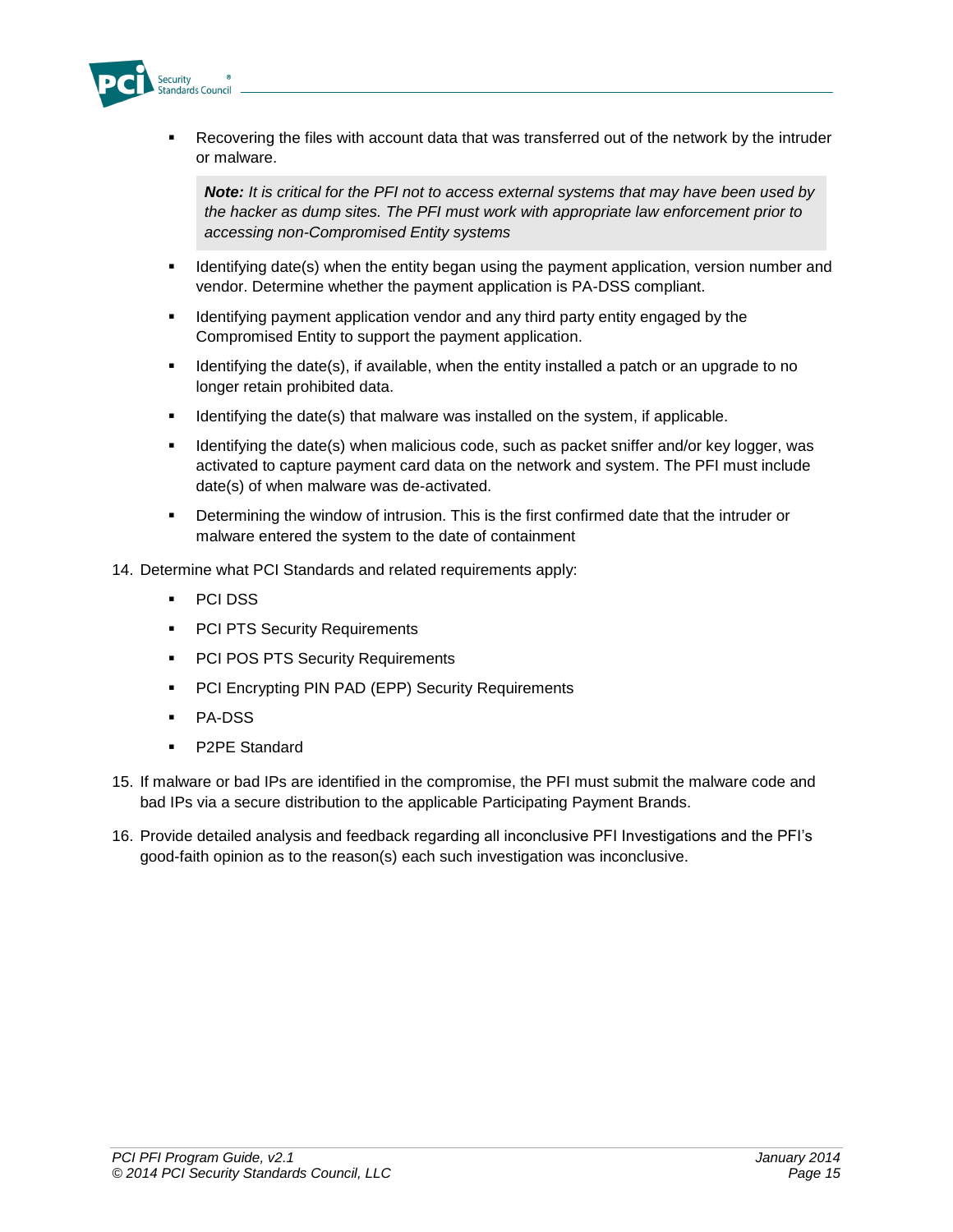- Recovering the files with account data that was transferred out of the network by the intruder or malware.

  > ***Note:*** *It is critical for the PFI not to access external systems that may have been used by the hacker as dump sites. The PFI must work with appropriate law enforcement prior to accessing non-Compromised Entity systems*

- Identifying date(s) when the entity began using the payment application, version number and vendor. Determine whether the payment application is PA-DSS compliant.
- Identifying payment application vendor and any third party entity engaged by the Compromised Entity to support the payment application.
- Identifying the date(s), if available, when the entity installed a patch or an upgrade to no longer retain prohibited data.
- Identifying the date(s) that malware was installed on the system, if applicable.
- Identifying the date(s) when malicious code, such as packet sniffer and/or key logger, was activated to capture payment card data on the network and system. The PFI must include date(s) of when malware was de-activated.
- Determining the window of intrusion. This is the first confirmed date that the intruder or malware entered the system to the date of containment

14. Determine what PCI Standards and related requirements apply:
    - PCI DSS
    - PCI PTS Security Requirements
    - PCI POS PTS Security Requirements
    - PCI Encrypting PIN PAD (EPP) Security Requirements
    - PA-DSS
    - P2PE Standard
15. If malware or bad IPs are identified in the compromise, the PFI must submit the malware code and bad IPs via a secure distribution to the applicable Participating Payment Brands.
16. Provide detailed analysis and feedback regarding all inconclusive PFI Investigations and the PFI's good-faith opinion as to the reason(s) each such investigation was inconclusive.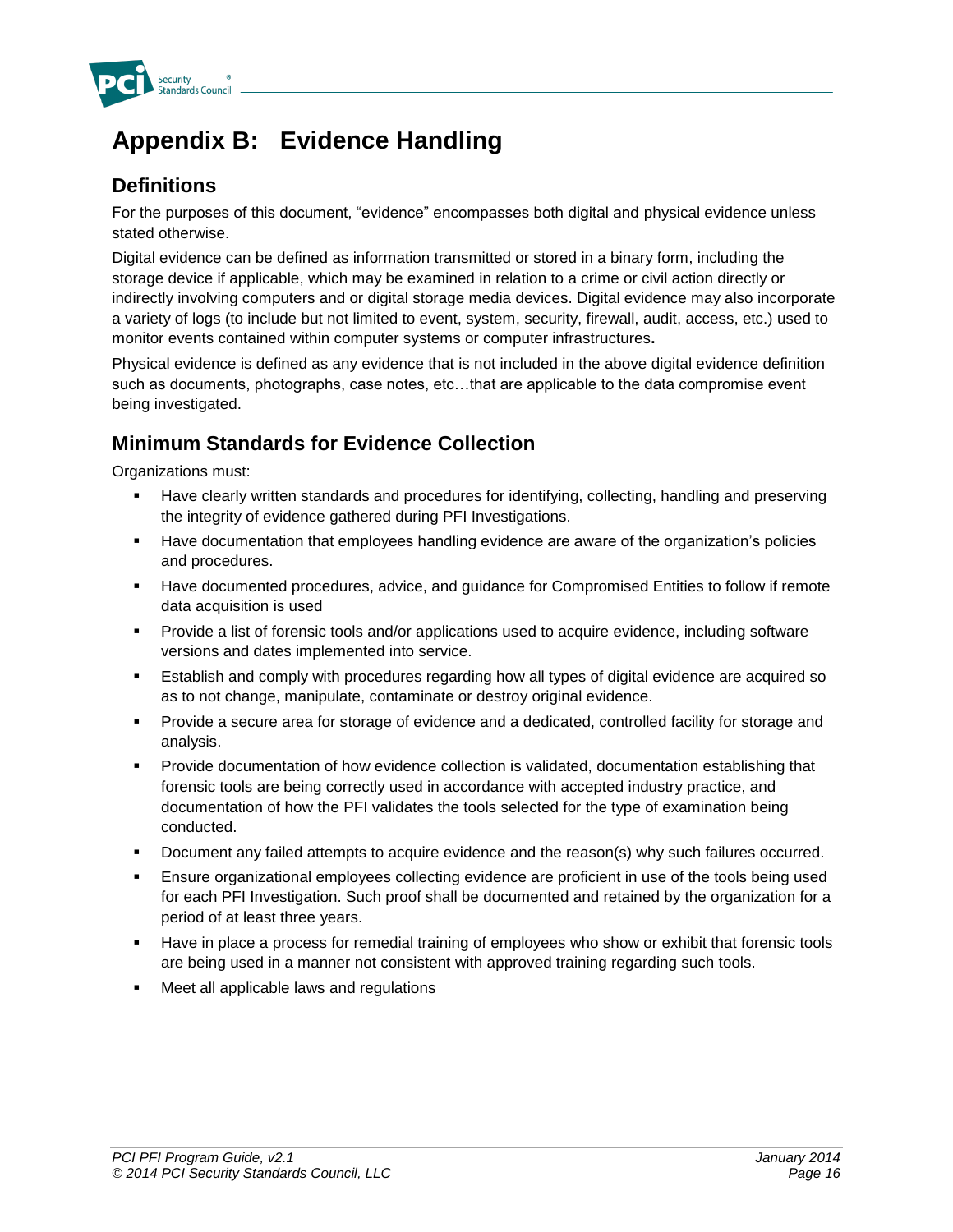# Appendix B: Evidence Handling

## Definitions

For the purposes of this document, “evidence” encompasses both digital and physical evidence unless stated otherwise.

Digital evidence can be defined as information transmitted or stored in a binary form, including the storage device if applicable, which may be examined in relation to a crime or civil action directly or indirectly involving computers and or digital storage media devices. Digital evidence may also incorporate a variety of logs (to include but not limited to event, system, security, firewall, audit, access, etc.) used to monitor events contained within computer systems or computer infrastructures**.**

Physical evidence is defined as any evidence that is not included in the above digital evidence definition such as documents, photographs, case notes, etc…that are applicable to the data compromise event being investigated.

## Minimum Standards for Evidence Collection

Organizations must:

- Have clearly written standards and procedures for identifying, collecting, handling and preserving the integrity of evidence gathered during PFI Investigations.
- Have documentation that employees handling evidence are aware of the organization’s policies and procedures.
- Have documented procedures, advice, and guidance for Compromised Entities to follow if remote data acquisition is used
- Provide a list of forensic tools and/or applications used to acquire evidence, including software versions and dates implemented into service.
- Establish and comply with procedures regarding how all types of digital evidence are acquired so as to not change, manipulate, contaminate or destroy original evidence.
- Provide a secure area for storage of evidence and a dedicated, controlled facility for storage and analysis.
- Provide documentation of how evidence collection is validated, documentation establishing that forensic tools are being correctly used in accordance with accepted industry practice, and documentation of how the PFI validates the tools selected for the type of examination being conducted.
- Document any failed attempts to acquire evidence and the reason(s) why such failures occurred.
- Ensure organizational employees collecting evidence are proficient in use of the tools being used for each PFI Investigation. Such proof shall be documented and retained by the organization for a period of at least three years.
- Have in place a process for remedial training of employees who show or exhibit that forensic tools are being used in a manner not consistent with approved training regarding such tools.
- Meet all applicable laws and regulations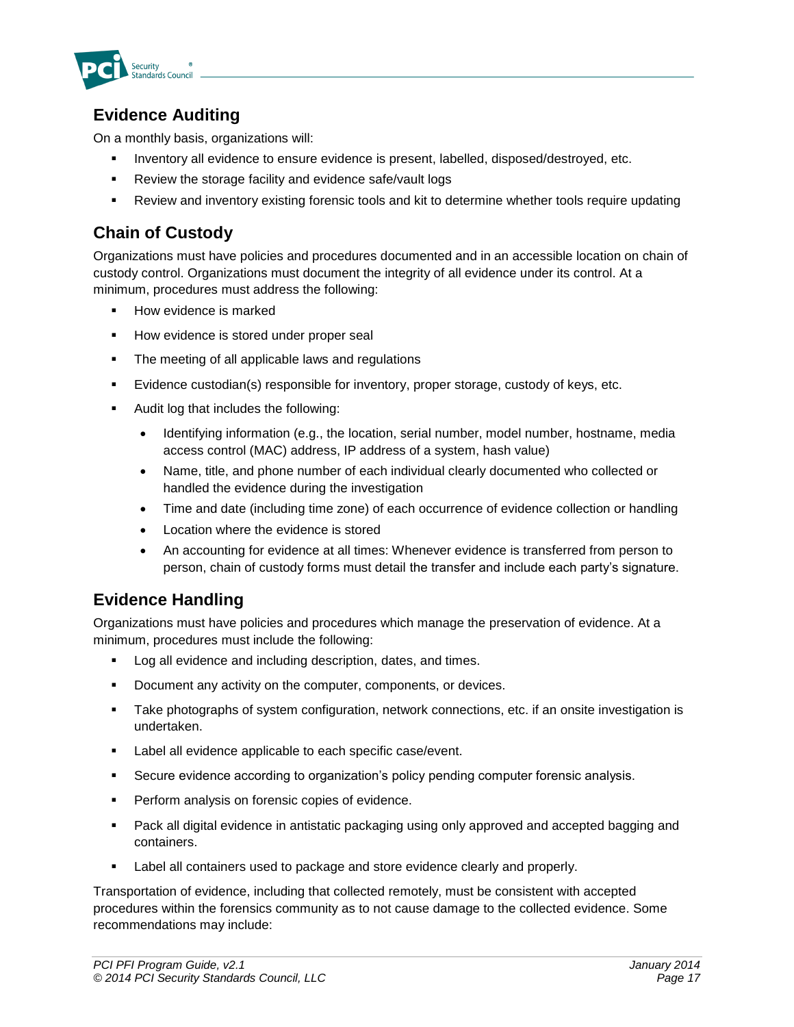## Evidence Auditing

On a monthly basis, organizations will:

- Inventory all evidence to ensure evidence is present, labelled, disposed/destroyed, etc.
- Review the storage facility and evidence safe/vault logs
- Review and inventory existing forensic tools and kit to determine whether tools require updating

## Chain of Custody

Organizations must have policies and procedures documented and in an accessible location on chain of custody control. Organizations must document the integrity of all evidence under its control. At a minimum, procedures must address the following:

- How evidence is marked
- How evidence is stored under proper seal
- The meeting of all applicable laws and regulations
- Evidence custodian(s) responsible for inventory, proper storage, custody of keys, etc.
- Audit log that includes the following:
  - Identifying information (e.g., the location, serial number, model number, hostname, media access control (MAC) address, IP address of a system, hash value)
  - Name, title, and phone number of each individual clearly documented who collected or handled the evidence during the investigation
  - Time and date (including time zone) of each occurrence of evidence collection or handling
  - Location where the evidence is stored
  - An accounting for evidence at all times: Whenever evidence is transferred from person to person, chain of custody forms must detail the transfer and include each party's signature.

## Evidence Handling

Organizations must have policies and procedures which manage the preservation of evidence. At a minimum, procedures must include the following:

- Log all evidence and including description, dates, and times.
- Document any activity on the computer, components, or devices.
- Take photographs of system configuration, network connections, etc. if an onsite investigation is undertaken.
- Label all evidence applicable to each specific case/event.
- Secure evidence according to organization's policy pending computer forensic analysis.
- Perform analysis on forensic copies of evidence.
- Pack all digital evidence in antistatic packaging using only approved and accepted bagging and containers.
- Label all containers used to package and store evidence clearly and properly.

Transportation of evidence, including that collected remotely, must be consistent with accepted procedures within the forensics community as to not cause damage to the collected evidence. Some recommendations may include: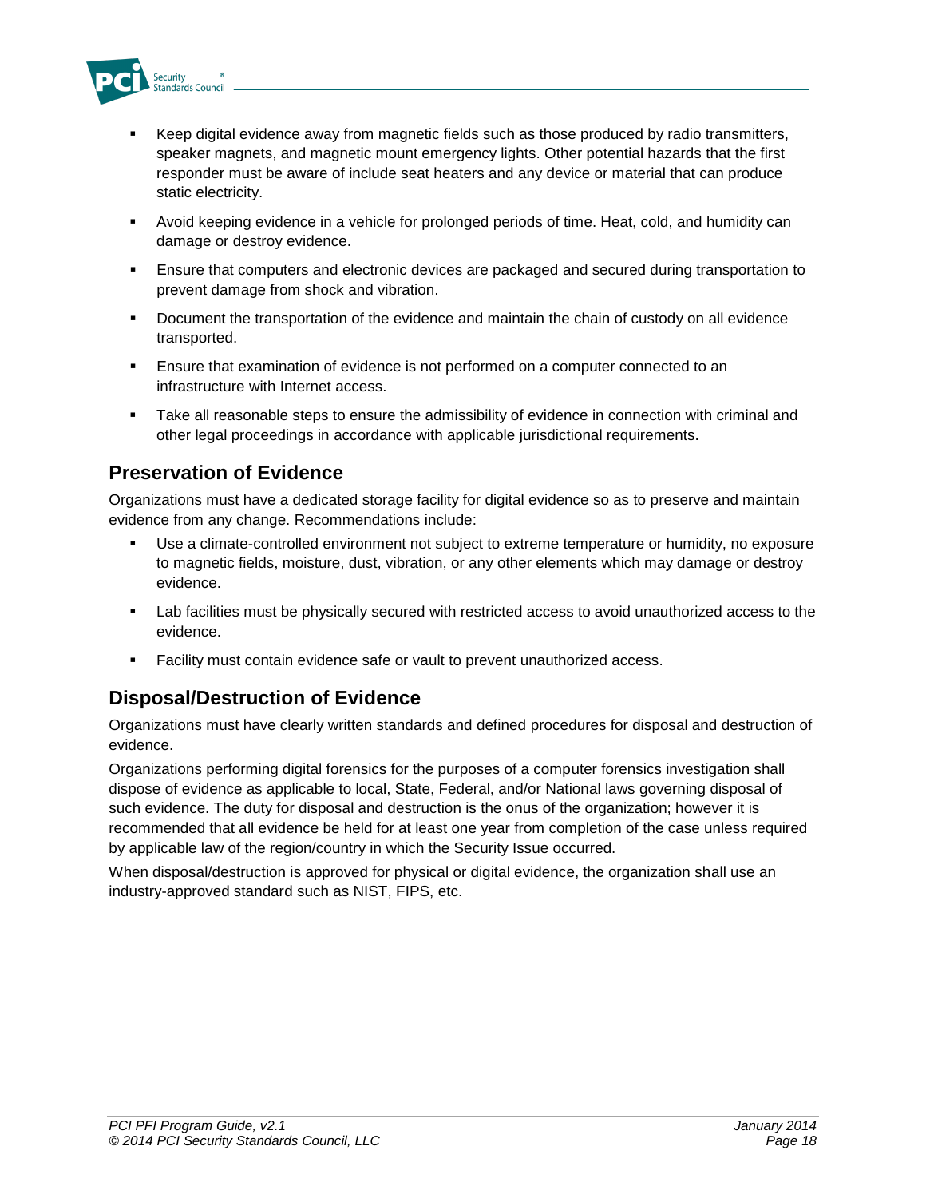- Keep digital evidence away from magnetic fields such as those produced by radio transmitters, speaker magnets, and magnetic mount emergency lights. Other potential hazards that the first responder must be aware of include seat heaters and any device or material that can produce static electricity.
- Avoid keeping evidence in a vehicle for prolonged periods of time. Heat, cold, and humidity can damage or destroy evidence.
- Ensure that computers and electronic devices are packaged and secured during transportation to prevent damage from shock and vibration.
- Document the transportation of the evidence and maintain the chain of custody on all evidence transported.
- Ensure that examination of evidence is not performed on a computer connected to an infrastructure with Internet access.
- Take all reasonable steps to ensure the admissibility of evidence in connection with criminal and other legal proceedings in accordance with applicable jurisdictional requirements.

## Preservation of Evidence

Organizations must have a dedicated storage facility for digital evidence so as to preserve and maintain evidence from any change. Recommendations include:

- Use a climate-controlled environment not subject to extreme temperature or humidity, no exposure to magnetic fields, moisture, dust, vibration, or any other elements which may damage or destroy evidence.
- Lab facilities must be physically secured with restricted access to avoid unauthorized access to the evidence.
- Facility must contain evidence safe or vault to prevent unauthorized access.

## Disposal/Destruction of Evidence

Organizations must have clearly written standards and defined procedures for disposal and destruction of evidence.

Organizations performing digital forensics for the purposes of a computer forensics investigation shall dispose of evidence as applicable to local, State, Federal, and/or National laws governing disposal of such evidence. The duty for disposal and destruction is the onus of the organization; however it is recommended that all evidence be held for at least one year from completion of the case unless required by applicable law of the region/country in which the Security Issue occurred.

When disposal/destruction is approved for physical or digital evidence, the organization shall use an industry-approved standard such as NIST, FIPS, etc.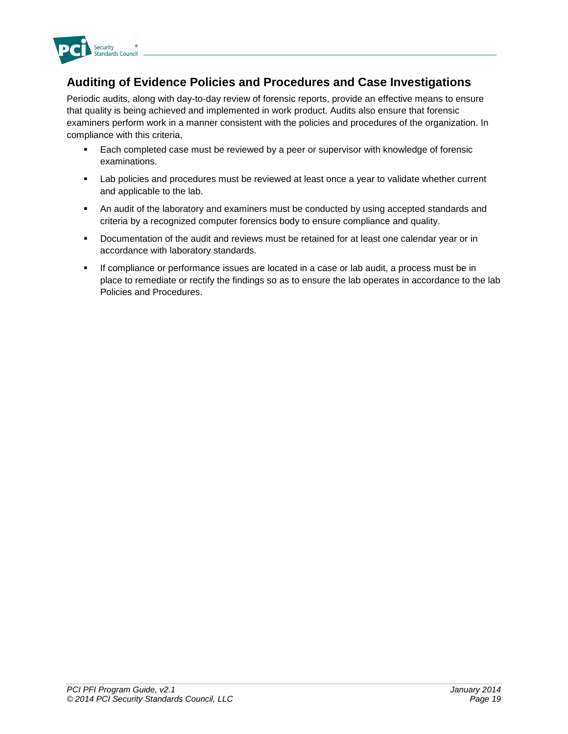## Auditing of Evidence Policies and Procedures and Case Investigations

Periodic audits, along with day-to-day review of forensic reports, provide an effective means to ensure that quality is being achieved and implemented in work product. Audits also ensure that forensic examiners perform work in a manner consistent with the policies and procedures of the organization. In compliance with this criteria,

- Each completed case must be reviewed by a peer or supervisor with knowledge of forensic examinations.
- Lab policies and procedures must be reviewed at least once a year to validate whether current and applicable to the lab.
- An audit of the laboratory and examiners must be conducted by using accepted standards and criteria by a recognized computer forensics body to ensure compliance and quality.
- Documentation of the audit and reviews must be retained for at least one calendar year or in accordance with laboratory standards.
- If compliance or performance issues are located in a case or lab audit, a process must be in place to remediate or rectify the findings so as to ensure the lab operates in accordance to the lab Policies and Procedures.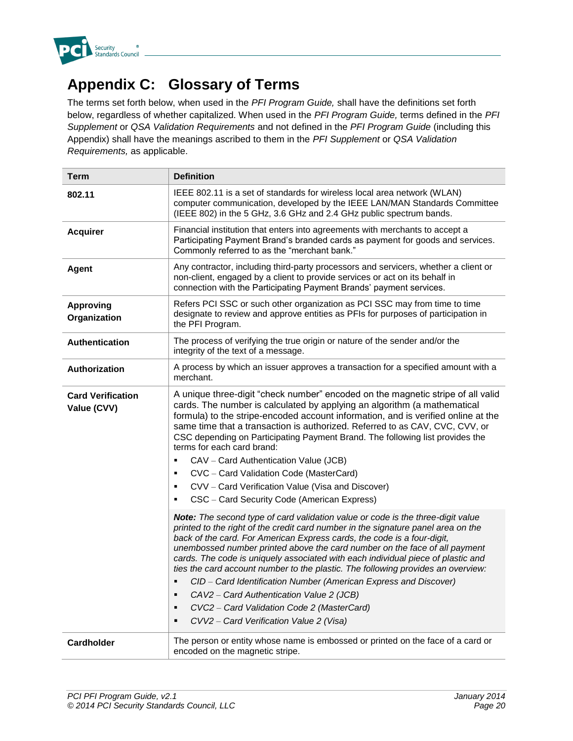# Appendix C: Glossary of Terms

The terms set forth below, when used in the *PFI Program Guide,* shall have the definitions set forth below, regardless of whether capitalized. When used in the *PFI Program Guide,* terms defined in the *PFI Supplement* or *QSA Validation Requirements* and not defined in the *PFI Program Guide* (including this Appendix) shall have the meanings ascribed to them in the *PFI Supplement* or *QSA Validation Requirements,* as applicable.

| Term | Definition |
|---|---|
| **802.11** | IEEE 802.11 is a set of standards for wireless local area network (WLAN) computer communication, developed by the IEEE LAN/MAN Standards Committee (IEEE 802) in the 5 GHz, 3.6 GHz and 2.4 GHz public spectrum bands. |
| **Acquirer** | Financial institution that enters into agreements with merchants to accept a Participating Payment Brand's branded cards as payment for goods and services. Commonly referred to as the "merchant bank." |
| **Agent** | Any contractor, including third-party processors and servicers, whether a client or non-client, engaged by a client to provide services or act on its behalf in connection with the Participating Payment Brands' payment services. |
| **Approving Organization** | Refers PCI SSC or such other organization as PCI SSC may from time to time designate to review and approve entities as PFIs for purposes of participation in the PFI Program. |
| **Authentication** | The process of verifying the true origin or nature of the sender and/or the integrity of the text of a message. |
| **Authorization** | A process by which an issuer approves a transaction for a specified amount with a merchant. |
| **Card Verification Value (CVV)** | A unique three-digit "check number" encoded on the magnetic stripe of all valid cards. The number is calculated by applying an algorithm (a mathematical formula) to the stripe-encoded account information, and is verified online at the same time that a transaction is authorized. Referred to as CAV, CVC, CVV, or CSC depending on Participating Payment Brand. The following list provides the terms for each card brand:<br>▪ CAV – Card Authentication Value (JCB)<br>▪ CVC – Card Validation Code (MasterCard)<br>▪ CVV – Card Verification Value (Visa and Discover)<br>▪ CSC – Card Security Code (American Express)<br><br>***Note:*** *The second type of card validation value or code is the three-digit value printed to the right of the credit card number in the signature panel area on the back of the card. For American Express cards, the code is a four-digit, unembossed number printed above the card number on the face of all payment cards. The code is uniquely associated with each individual piece of plastic and ties the card account number to the plastic. The following provides an overview:*<br>▪ *CID – Card Identification Number (American Express and Discover)*<br>▪ *CAV2 – Card Authentication Value 2 (JCB)*<br>▪ *CVC2 – Card Validation Code 2 (MasterCard)*<br>▪ *CVV2 – Card Verification Value 2 (Visa)* |
| **Cardholder** | The person or entity whose name is embossed or printed on the face of a card or encoded on the magnetic stripe. |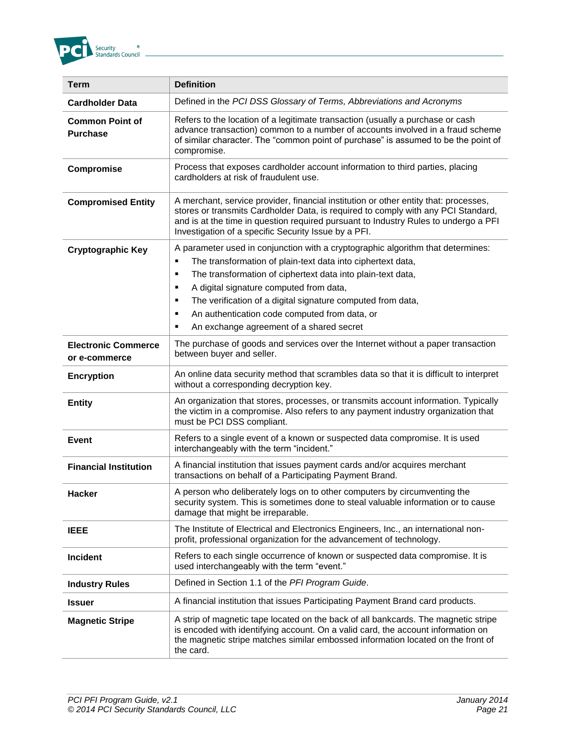| Term | Definition |
|---|---|
| **Cardholder Data** | Defined in the *PCI DSS Glossary of Terms, Abbreviations and Acronyms* |
| **Common Point of Purchase** | Refers to the location of a legitimate transaction (usually a purchase or cash advance transaction) common to a number of accounts involved in a fraud scheme of similar character. The "common point of purchase" is assumed to be the point of compromise. |
| **Compromise** | Process that exposes cardholder account information to third parties, placing cardholders at risk of fraudulent use. |
| **Compromised Entity** | A merchant, service provider, financial institution or other entity that: processes, stores or transmits Cardholder Data, is required to comply with any PCI Standard, and is at the time in question required pursuant to Industry Rules to undergo a PFI Investigation of a specific Security Issue by a PFI. |
| **Cryptographic Key** | A parameter used in conjunction with a cryptographic algorithm that determines: <br>▪ The transformation of plain-text data into ciphertext data, <br>▪ The transformation of ciphertext data into plain-text data, <br>▪ A digital signature computed from data, <br>▪ The verification of a digital signature computed from data, <br>▪ An authentication code computed from data, or <br>▪ An exchange agreement of a shared secret |
| **Electronic Commerce or e-commerce** | The purchase of goods and services over the Internet without a paper transaction between buyer and seller. |
| **Encryption** | An online data security method that scrambles data so that it is difficult to interpret without a corresponding decryption key. |
| **Entity** | An organization that stores, processes, or transmits account information. Typically the victim in a compromise. Also refers to any payment industry organization that must be PCI DSS compliant. |
| **Event** | Refers to a single event of a known or suspected data compromise. It is used interchangeably with the term "incident." |
| **Financial Institution** | A financial institution that issues payment cards and/or acquires merchant transactions on behalf of a Participating Payment Brand. |
| **Hacker** | A person who deliberately logs on to other computers by circumventing the security system. This is sometimes done to steal valuable information or to cause damage that might be irreparable. |
| **IEEE** | The Institute of Electrical and Electronics Engineers, Inc., an international non-profit, professional organization for the advancement of technology. |
| **Incident** | Refers to each single occurrence of known or suspected data compromise. It is used interchangeably with the term "event." |
| **Industry Rules** | Defined in Section 1.1 of the *PFI Program Guide*. |
| **Issuer** | A financial institution that issues Participating Payment Brand card products. |
| **Magnetic Stripe** | A strip of magnetic tape located on the back of all bankcards. The magnetic stripe is encoded with identifying account. On a valid card, the account information on the magnetic stripe matches similar embossed information located on the front of the card. |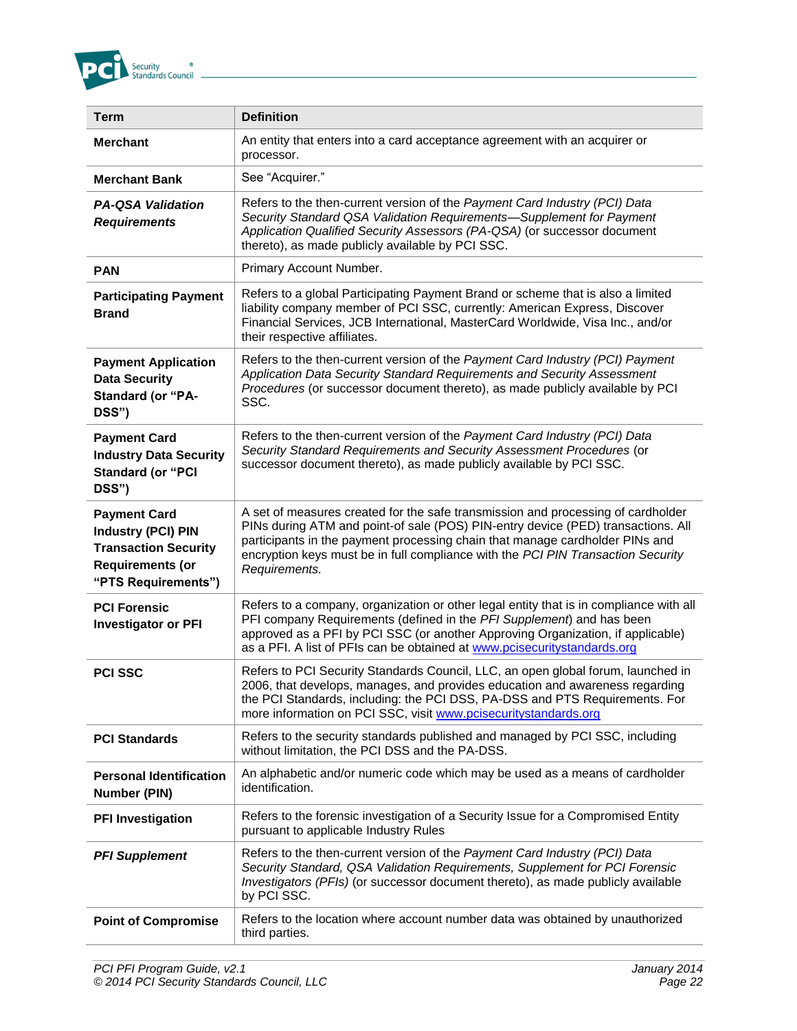| Term | Definition |
|---|---|
| **Merchant** | An entity that enters into a card acceptance agreement with an acquirer or processor. |
| **Merchant Bank** | See "Acquirer." |
| ***PA-QSA Validation Requirements*** | Refers to the then-current version of the *Payment Card Industry (PCI) Data Security Standard QSA Validation Requirements—Supplement for Payment Application Qualified Security Assessors (PA-QSA)* (or successor document thereto), as made publicly available by PCI SSC. |
| **PAN** | Primary Account Number. |
| **Participating Payment Brand** | Refers to a global Participating Payment Brand or scheme that is also a limited liability company member of PCI SSC, currently: American Express, Discover Financial Services, JCB International, MasterCard Worldwide, Visa Inc., and/or their respective affiliates. |
| **Payment Application Data Security Standard (or "PA-DSS")** | Refers to the then-current version of the *Payment Card Industry (PCI) Payment Application Data Security Standard Requirements and Security Assessment Procedures* (or successor document thereto), as made publicly available by PCI SSC. |
| **Payment Card Industry Data Security Standard (or "PCI DSS")** | Refers to the then-current version of the *Payment Card Industry (PCI) Data Security Standard Requirements and Security Assessment Procedures* (or successor document thereto), as made publicly available by PCI SSC. |
| **Payment Card Industry (PCI) PIN Transaction Security Requirements (or "PTS Requirements")** | A set of measures created for the safe transmission and processing of cardholder PINs during ATM and point-of sale (POS) PIN-entry device (PED) transactions. All participants in the payment processing chain that manage cardholder PINs and encryption keys must be in full compliance with the *PCI PIN Transaction Security Requirements.* |
| **PCI Forensic Investigator or PFI** | Refers to a company, organization or other legal entity that is in compliance with all PFI company Requirements (defined in the *PFI Supplement*) and has been approved as a PFI by PCI SSC (or another Approving Organization, if applicable) as a PFI. A list of PFIs can be obtained at www.pcisecuritystandards.org |
| **PCI SSC** | Refers to PCI Security Standards Council, LLC, an open global forum, launched in 2006, that develops, manages, and provides education and awareness regarding the PCI Standards, including: the PCI DSS, PA-DSS and PTS Requirements. For more information on PCI SSC, visit www.pcisecuritystandards.org |
| **PCI Standards** | Refers to the security standards published and managed by PCI SSC, including without limitation, the PCI DSS and the PA-DSS. |
| **Personal Identification Number (PIN)** | An alphabetic and/or numeric code which may be used as a means of cardholder identification. |
| **PFI Investigation** | Refers to the forensic investigation of a Security Issue for a Compromised Entity pursuant to applicable Industry Rules |
| ***PFI Supplement*** | Refers to the then-current version of the *Payment Card Industry (PCI) Data Security Standard, QSA Validation Requirements, Supplement for PCI Forensic Investigators (PFIs)* (or successor document thereto), as made publicly available by PCI SSC. |
| **Point of Compromise** | Refers to the location where account number data was obtained by unauthorized third parties. |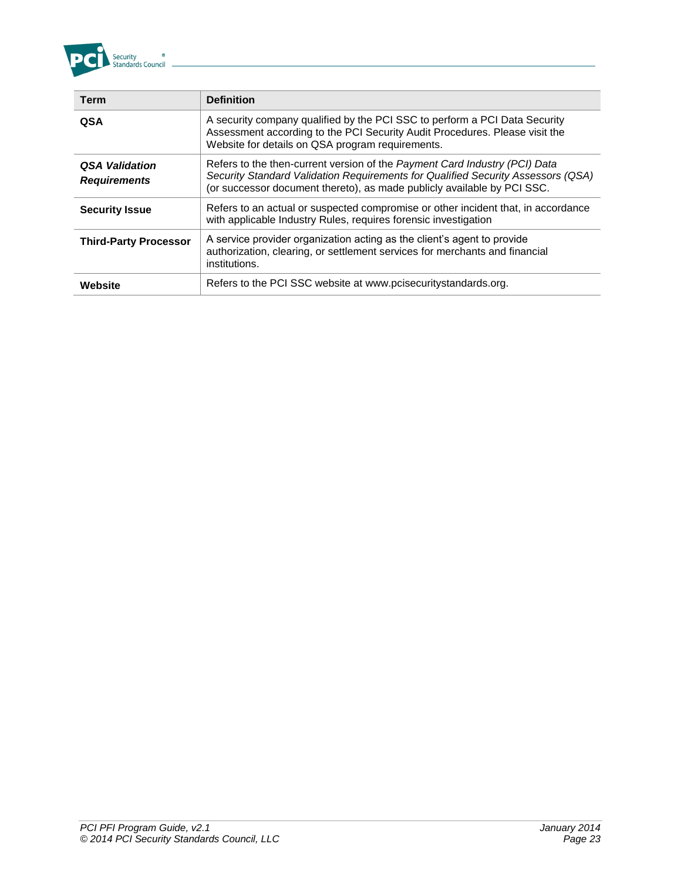| Term | Definition |
|---|---|
| **QSA** | A security company qualified by the PCI SSC to perform a PCI Data Security Assessment according to the PCI Security Audit Procedures. Please visit the Website for details on QSA program requirements. |
| ***QSA Validation Requirements*** | Refers to the then-current version of the *Payment Card Industry (PCI) Data Security Standard Validation Requirements for Qualified Security Assessors (QSA)* (or successor document thereto), as made publicly available by PCI SSC. |
| **Security Issue** | Refers to an actual or suspected compromise or other incident that, in accordance with applicable Industry Rules, requires forensic investigation |
| **Third-Party Processor** | A service provider organization acting as the client's agent to provide authorization, clearing, or settlement services for merchants and financial institutions. |
| **Website** | Refers to the PCI SSC website at www.pcisecuritystandards.org. |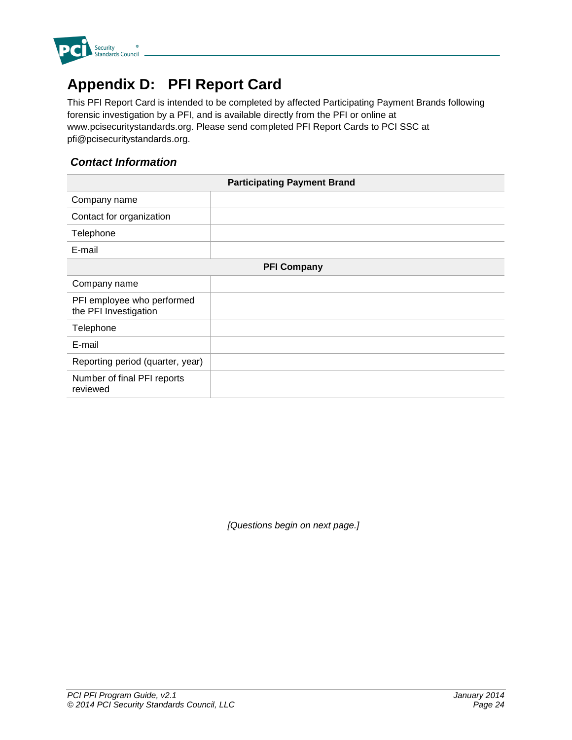# Appendix D: PFI Report Card

This PFI Report Card is intended to be completed by affected Participating Payment Brands following forensic investigation by a PFI, and is available directly from the PFI or online at www.pcisecuritystandards.org. Please send completed PFI Report Cards to PCI SSC at pfi@pcisecuritystandards.org.

### *Contact Information*

| **Participating Payment Brand** | |
|---|---|
| Company name | |
| Contact for organization | |
| Telephone | |
| E-mail | |
| **PFI Company** | |
| Company name | |
| PFI employee who performed the PFI Investigation | |
| Telephone | |
| E-mail | |
| Reporting period (quarter, year) | |
| Number of final PFI reports reviewed | |

*[Questions begin on next page.]*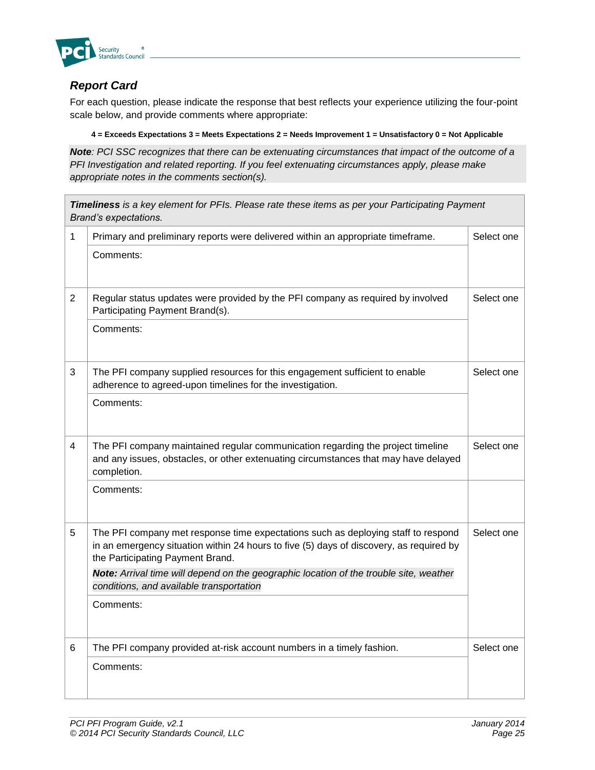### *Report Card*

For each question, please indicate the response that best reflects your experience utilizing the four-point scale below, and provide comments where appropriate:

**4 = Exceeds Expectations 3 = Meets Expectations 2 = Needs Improvement 1 = Unsatisfactory 0 = Not Applicable**

***Note**: PCI SSC recognizes that there can be extenuating circumstances that impact of the outcome of a PFI Investigation and related reporting. If you feel extenuating circumstances apply, please make appropriate notes in the comments section(s).*

| ***Timeliness** is a key element for PFIs. Please rate these items as per your Participating Payment Brand's expectations.* | | |
|---|---|---|
| 1 | Primary and preliminary reports were delivered within an appropriate timeframe. | Select one |
| | Comments: | |
| 2 | Regular status updates were provided by the PFI company as required by involved Participating Payment Brand(s). | Select one |
| | Comments: | |
| 3 | The PFI company supplied resources for this engagement sufficient to enable adherence to agreed-upon timelines for the investigation. | Select one |
| | Comments: | |
| 4 | The PFI company maintained regular communication regarding the project timeline and any issues, obstacles, or other extenuating circumstances that may have delayed completion. | Select one |
| | Comments: | |
| 5 | The PFI company met response time expectations such as deploying staff to respond in an emergency situation within 24 hours to five (5) days of discovery, as required by the Participating Payment Brand.<br>***Note:** Arrival time will depend on the geographic location of the trouble site, weather conditions, and available transportation* | Select one |
| | Comments: | |
| 6 | The PFI company provided at-risk account numbers in a timely fashion. | Select one |
| | Comments: | |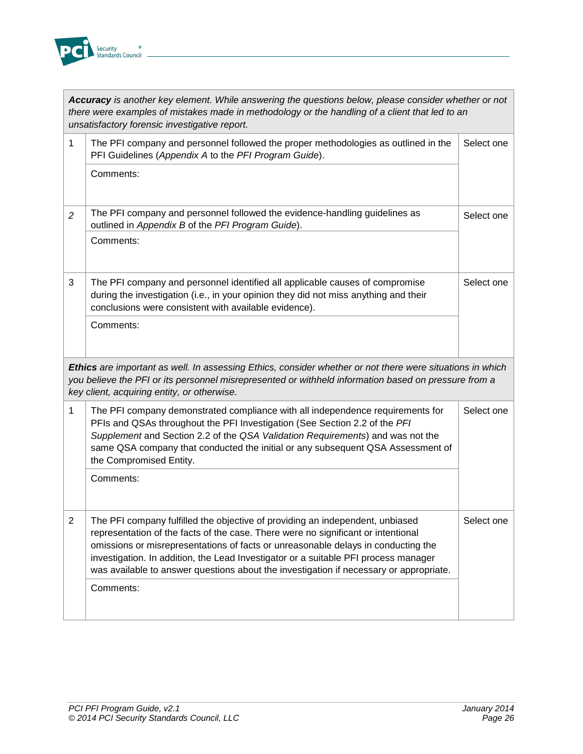| *__Accuracy__ is another key element. While answering the questions below, please consider whether or not there were examples of mistakes made in methodology or the handling of a client that led to an unsatisfactory forensic investigative report.* | | |
|---|---|---|
| 1 | The PFI company and personnel followed the proper methodologies as outlined in the PFI Guidelines (*Appendix A* to the *PFI Program Guide*).<br><br>Comments: | Select one |
| *2* | The PFI company and personnel followed the evidence-handling guidelines as outlined in *Appendix B* of the *PFI Program Guide*).<br><br>Comments: | Select one |
| 3 | The PFI company and personnel identified all applicable causes of compromise during the investigation (i.e., in your opinion they did not miss anything and their conclusions were consistent with available evidence).<br><br>Comments: | Select one |
| *__Ethics__ are important as well. In assessing Ethics, consider whether or not there were situations in which you believe the PFI or its personnel misrepresented or withheld information based on pressure from a key client, acquiring entity, or otherwise.* | | |
| 1 | The PFI company demonstrated compliance with all independence requirements for PFIs and QSAs throughout the PFI Investigation (See Section 2.2 of the *PFI Supplement* and Section 2.2 of the *QSA Validation Requirements*) and was not the same QSA company that conducted the initial or any subsequent QSA Assessment of the Compromised Entity.<br><br>Comments: | Select one |
| 2 | The PFI company fulfilled the objective of providing an independent, unbiased representation of the facts of the case. There were no significant or intentional omissions or misrepresentations of facts or unreasonable delays in conducting the investigation. In addition, the Lead Investigator or a suitable PFI process manager was available to answer questions about the investigation if necessary or appropriate.<br><br>Comments: | Select one |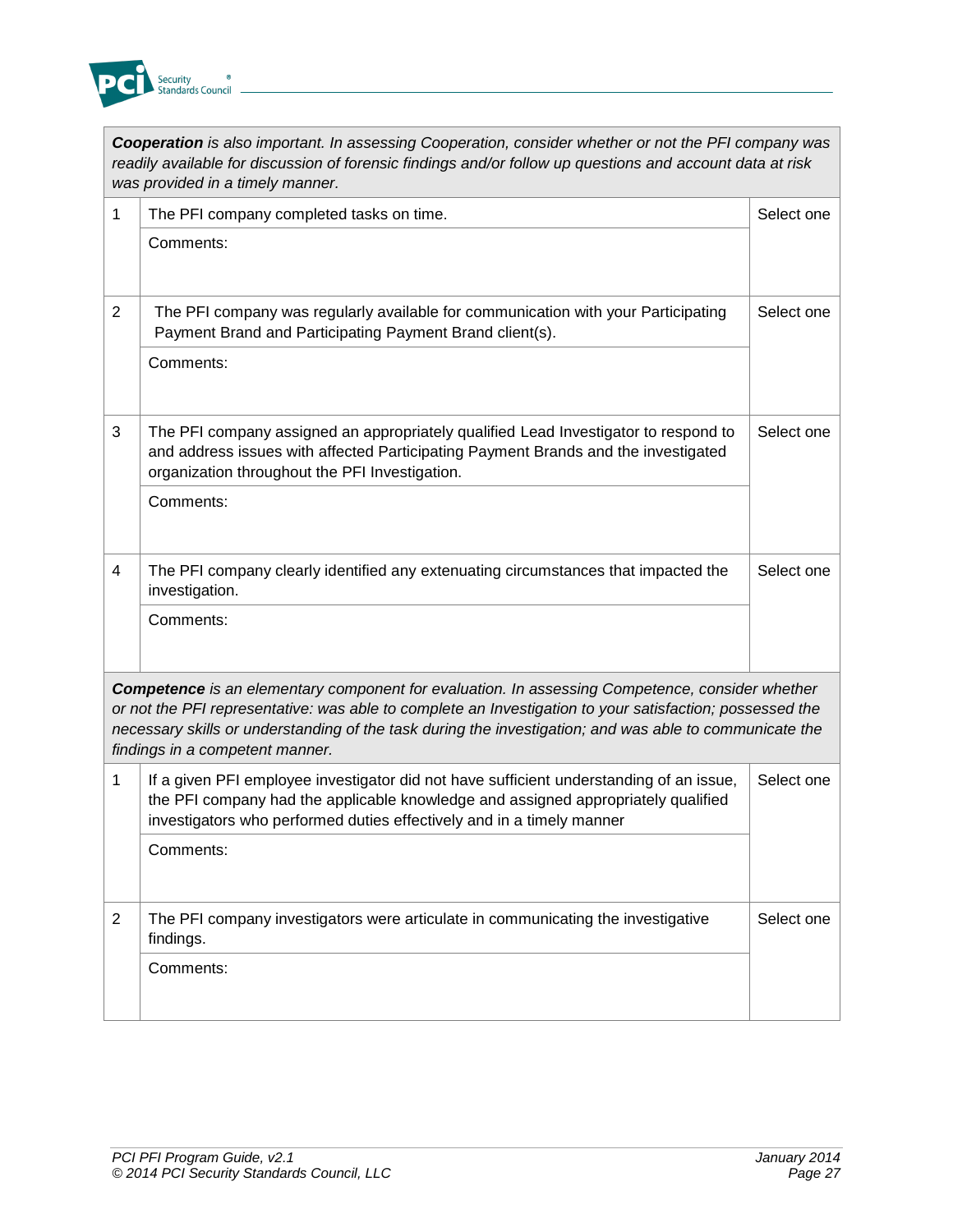| | | |
|---|---|---|
| ***Cooperation** is also important. In assessing Cooperation, consider whether or not the PFI company was readily available for discussion of forensic findings and/or follow up questions and account data at risk was provided in a timely manner.* | | |
| 1 | The PFI company completed tasks on time. | Select one |
| | Comments: | |
| 2 | The PFI company was regularly available for communication with your Participating Payment Brand and Participating Payment Brand client(s). | Select one |
| | Comments: | |
| 3 | The PFI company assigned an appropriately qualified Lead Investigator to respond to and address issues with affected Participating Payment Brands and the investigated organization throughout the PFI Investigation. | Select one |
| | Comments: | |
| 4 | The PFI company clearly identified any extenuating circumstances that impacted the investigation. | Select one |
| | Comments: | |
| ***Competence** is an elementary component for evaluation. In assessing Competence, consider whether or not the PFI representative: was able to complete an Investigation to your satisfaction; possessed the necessary skills or understanding of the task during the investigation; and was able to communicate the findings in a competent manner.* | | |
| 1 | If a given PFI employee investigator did not have sufficient understanding of an issue, the PFI company had the applicable knowledge and assigned appropriately qualified investigators who performed duties effectively and in a timely manner | Select one |
| | Comments: | |
| 2 | The PFI company investigators were articulate in communicating the investigative findings. | Select one |
| | Comments: | |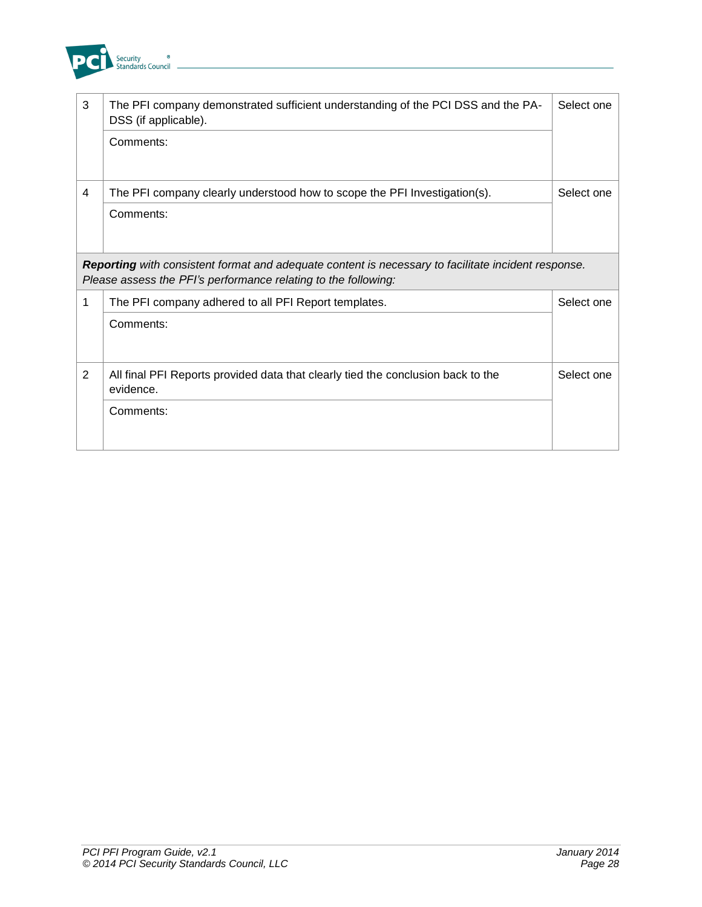| | | |
|---|---|---|
| 3 | The PFI company demonstrated sufficient understanding of the PCI DSS and the PA-DSS (if applicable). | Select one |
| | Comments: | |
| 4 | The PFI company clearly understood how to scope the PFI Investigation(s). | Select one |
| | Comments: | |
| ***Reporting*** *with consistent format and adequate content is necessary to facilitate incident response. Please assess the PFI's performance relating to the following:* | | |
| 1 | The PFI company adhered to all PFI Report templates. | Select one |
| | Comments: | |
| 2 | All final PFI Reports provided data that clearly tied the conclusion back to the evidence. | Select one |
| | Comments: | |